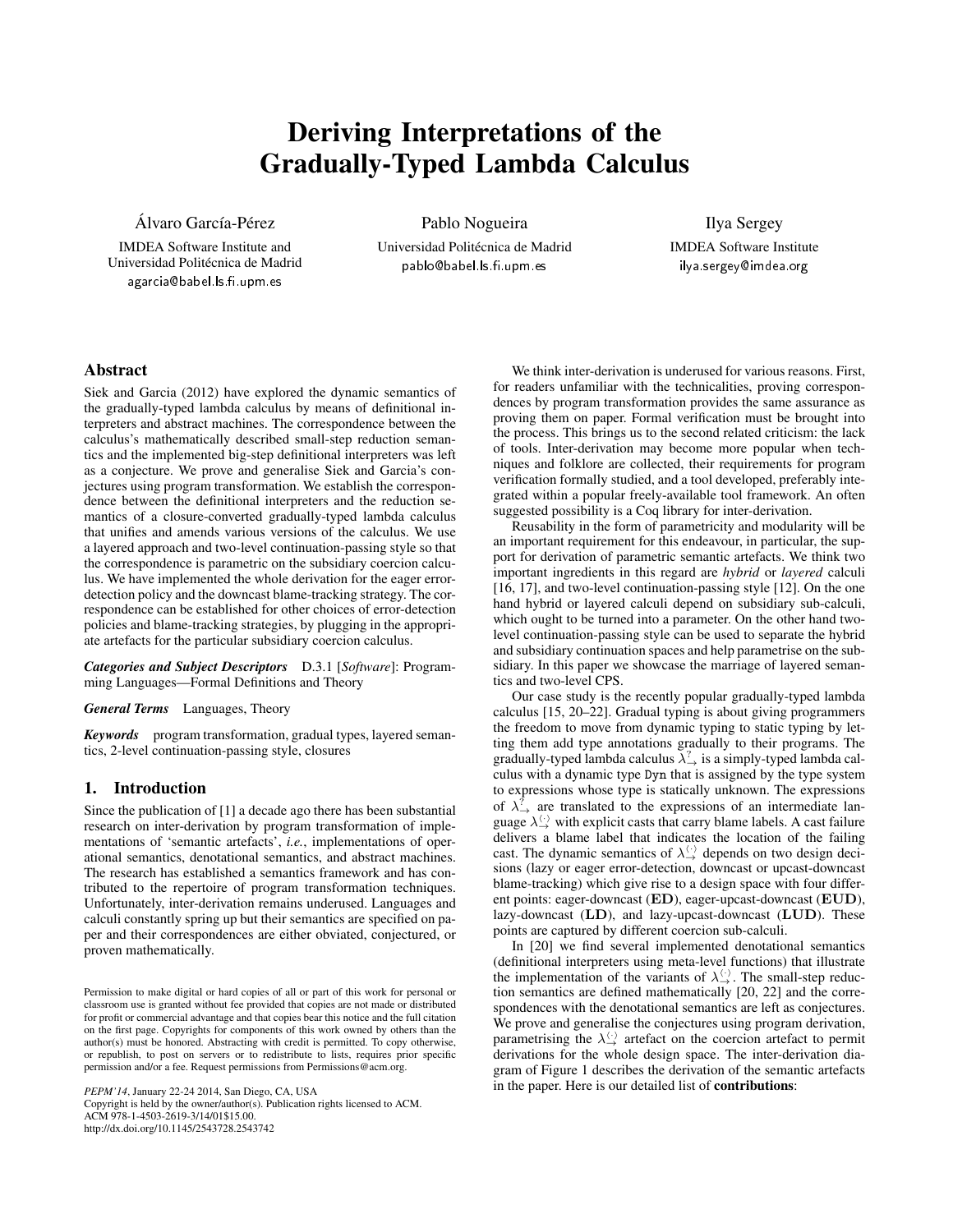# Deriving Interpretations of the Gradually-Typed Lambda Calculus

Álvaro García-Pérez
IMDEA Software Institute and Universidad Politécnica de Madrid
agarcia@babel.ls.fi.upm.es

Pablo Nogueira
Universidad Politécnica de Madrid
pablo@babel.ls.fi.upm.es

Ilya Sergey
IMDEA Software Institute
ilya.sergey@imdea.org

## Abstract

Siek and Garcia (2012) have explored the dynamic semantics of the gradually-typed lambda calculus by means of definitional interpreters and abstract machines. The correspondence between the calculus's mathematically described small-step reduction semantics and the implemented big-step definitional interpreters was left as a conjecture. We prove and generalise Siek and Garcia's conjectures using program transformation. We establish the correspondence between the definitional interpreters and the reduction semantics of a closure-converted gradually-typed lambda calculus that unifies and amends various versions of the calculus. We use a layered approach and two-level continuation-passing style so that the correspondence is parametric on the subsidiary coercion calculus. We have implemented the whole derivation for the eager error-detection policy and the downcast blame-tracking strategy. The correspondence can be established for other choices of error-detection policies and blame-tracking strategies, by plugging in the appropriate artefacts for the particular subsidiary coercion calculus.

***Categories and Subject Descriptors*** D.3.1 [*Software*]: Programming Languages—Formal Definitions and Theory

***General Terms*** Languages, Theory

***Keywords*** program transformation, gradual types, layered semantics, 2-level continuation-passing style, closures

## 1. Introduction

Since the publication of [1] a decade ago there has been substantial research on inter-derivation by program transformation of implementations of 'semantic artefacts', *i.e.*, implementations of operational semantics, denotational semantics, and abstract machines. The research has established a semantics framework and has contributed to the repertoire of program transformation techniques. Unfortunately, inter-derivation remains underused. Languages and calculi constantly spring up but their semantics are specified on paper and their correspondences are either obviated, conjectured, or proven mathematically.

Permission to make digital or hard copies of all or part of this work for personal or classroom use is granted without fee provided that copies are not made or distributed for profit or commercial advantage and that copies bear this notice and the full citation on the first page. Copyrights for components of this work owned by others than the author(s) must be honored. Abstracting with credit is permitted. To copy otherwise, or republish, to post on servers or to redistribute to lists, requires prior specific permission and/or a fee. Request permissions from Permissions@acm.org.

*PEPM'14*, January 22-24 2014, San Diego, CA, USA
Copyright is held by the owner/author(s). Publication rights licensed to ACM.
ACM 978-1-4503-2619-3/14/01$15.00.
http://dx.doi.org/10.1145/2543728.2543742

We think inter-derivation is underused for various reasons. First, for readers unfamiliar with the technicalities, proving correspondences by program transformation provides the same assurance as proving them on paper. Formal verification must be brought into the process. This brings us to the second related criticism: the lack of tools. Inter-derivation may become more popular when techniques and folklore are collected, their requirements for program verification formally studied, and a tool developed, preferably integrated within a popular freely-available tool framework. An often suggested possibility is a Coq library for inter-derivation.

Reusability in the form of parametricity and modularity will be an important requirement for this endeavour, in particular, the support for derivation of parametric semantic artefacts. We think two important ingredients in this regard are *hybrid* or *layered* calculi [16, 17], and two-level continuation-passing style [12]. On the one hand hybrid or layered calculi depend on subsidiary sub-calculi, which ought to be turned into a parameter. On the other hand two-level continuation-passing style can be used to separate the hybrid and subsidiary continuation spaces and help parametrise on the subsidiary. In this paper we showcase the marriage of layered semantics and two-level CPS.

Our case study is the recently popular gradually-typed lambda calculus [15, 20–22]. Gradual typing is about giving programmers the freedom to move from dynamic typing to static typing by letting them add type annotations gradually to their programs. The gradually-typed lambda calculus $\lambda^{?}_{\rightarrow}$ is a simply-typed lambda calculus with a dynamic type Dyn that is assigned by the type system to expressions whose type is statically unknown. The expressions of $\lambda^{?}_{\rightarrow}$ are translated to the expressions of an intermediate language $\lambda^{\langle\cdot\rangle}_{\rightarrow}$ with explicit casts that carry blame labels. A cast failure delivers a blame label that indicates the location of the failing cast. The dynamic semantics of $\lambda^{\langle\cdot\rangle}_{\rightarrow}$ depends on two design decisions (lazy or eager error-detection, downcast or upcast-downcast blame-tracking) which give rise to a design space with four different points: eager-downcast (**ED**), eager-upcast-downcast (**EUD**), lazy-downcast (**LD**), and lazy-upcast-downcast (**LUD**). These points are captured by different coercion sub-calculi.

In [20] we find several implemented denotational semantics (definitional interpreters using meta-level functions) that illustrate the implementation of the variants of $\lambda^{\langle\cdot\rangle}_{\rightarrow}$. The small-step reduction semantics are defined mathematically [20, 22] and the correspondences with the denotational semantics are left as conjectures. We prove and generalise the conjectures using program derivation, parametrising the $\lambda^{\langle\cdot\rangle}_{\rightarrow}$ artefact on the coercion artefact to permit derivations for the whole design space. The inter-derivation diagram of Figure 1 describes the derivation of the semantic artefacts in the paper. Here is our detailed list of **contributions**: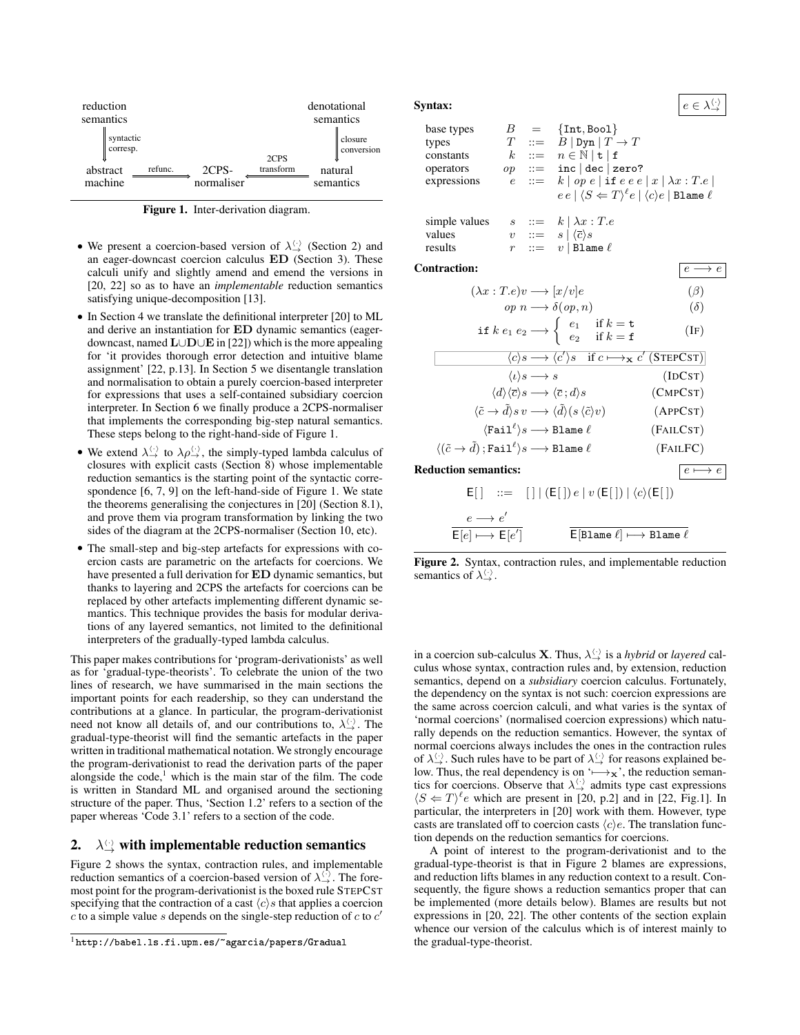| reduction semantics | | | | denotational semantics |
|---|---|---|---|---|
| ⇓ syntactic corresp. | | | | ⇓ closure conversion |
| abstract machine | $\overset{\text{refunc.}}{\Longrightarrow}$ | 2CPS-normaliser | $\overset{\text{2CPS transform}}{\Longleftarrow}$ | natural semantics |

**Figure 1.** Inter-derivation diagram.

- We present a coercion-based version of $\lambda^{\langle\cdot\rangle}_{\rightarrow}$ (Section 2) and an eager-downcast coercion calculus $\mathbf{ED}$ (Section 3). These calculi unify and slightly amend and emend the versions in [20, 22] so as to have an *implementable* reduction semantics satisfying unique-decomposition [13].
- In Section 4 we translate the definitional interpreter [20] to ML and derive an instantiation for $\mathbf{ED}$ dynamic semantics (eager-downcast, named $\mathbf{L}{\cup}\mathbf{D}{\cup}\mathbf{E}$ in [22]) which is the more appealing for 'it provides thorough error detection and intuitive blame assignment' [22, p.13]. In Section 5 we disentangle translation and normalisation to obtain a purely coercion-based interpreter for expressions that uses a self-contained subsidiary coercion interpreter. In Section 6 we finally produce a 2CPS-normaliser that implements the corresponding big-step natural semantics. These steps belong to the right-hand-side of Figure 1.
- We extend $\lambda^{\langle\cdot\rangle}_{\rightarrow}$ to $\lambda\rho^{\langle\cdot\rangle}_{\rightarrow}$, the simply-typed lambda calculus of closures with explicit casts (Section 8) whose implementable reduction semantics is the starting point of the syntactic correspondence [6, 7, 9] on the left-hand-side of Figure 1. We state the theorems generalising the conjectures in [20] (Section 8.1), and prove them via program transformation by linking the two sides of the diagram at the 2CPS-normaliser (Section 10, etc).
- The small-step and big-step artefacts for expressions with coercion casts are parametric on the artefacts for coercions. We have presented a full derivation for $\mathbf{ED}$ dynamic semantics, but thanks to layering and 2CPS the artefacts for coercions can be replaced by other artefacts implementing different dynamic semantics. This technique provides the basis for modular derivations of any layered semantics, not limited to the definitional interpreters of the gradually-typed lambda calculus.

This paper makes contributions for 'program-derivationists' as well as for 'gradual-type-theorists'. To celebrate the union of the two lines of research, we have summarised in the main sections the important points for each readership, so they can understand the contributions at a glance. In particular, the program-derivationist need not know all details of, and our contributions to, $\lambda^{\langle\cdot\rangle}_{\rightarrow}$. The gradual-type-theorist will find the semantic artefacts in the paper written in traditional mathematical notation. We strongly encourage the program-derivationist to read the derivation parts of the paper alongside the code,[1] which is the main star of the film. The code is written in Standard ML and organised around the sectioning structure of the paper. Thus, 'Section 1.2' refers to a section of the paper whereas 'Code 3.1' refers to a section of the code.

[1] `http://babel.ls.fi.upm.es/~agarcia/papers/Gradual`

## 2. $\lambda^{\langle\cdot\rangle}_{\rightarrow}$ with implementable reduction semantics

Figure 2 shows the syntax, contraction rules, and implementable reduction semantics of a coercion-based version of $\lambda^{\langle\cdot\rangle}_{\rightarrow}$. The foremost point for the program-derivationist is the boxed rule StepCst specifying that the contraction of a cast $\langle c\rangle s$ that applies a coercion $c$ to a simple value $s$ depends on the single-step reduction of $c$ to $c'$

**Syntax:** $\boxed{e \in \lambda^{\langle\cdot\rangle}_{\rightarrow}}$

$$
\begin{array}{llcl}
\text{base types} & B & = & \{\texttt{Int}, \texttt{Bool}\} \\
\text{types} & T & ::= & B \mid \texttt{Dyn} \mid T \rightarrow T \\
\text{constants} & k & ::= & n \in \mathbb{N} \mid \texttt{t} \mid \texttt{f} \\
\text{operators} & op & ::= & \texttt{inc} \mid \texttt{dec} \mid \texttt{zero?} \\
\text{expressions} & e & ::= & k \mid op\ e \mid \texttt{if}\ e\ e\ e \mid x \mid \lambda x : T.e \mid \\
 & & & e\, e \mid \langle S \Leftarrow T\rangle^{\ell} e \mid \langle c\rangle e \mid \texttt{Blame}\ \ell \\
 & & & \\
\text{simple values} & s & ::= & k \mid \lambda x : T.e \\
\text{values} & v & ::= & s \mid \langle \overline{c}\rangle s \\
\text{results} & r & ::= & v \mid \texttt{Blame}\ \ell
\end{array}
$$

**Contraction:** $\boxed{e \longrightarrow e}$

$$
\begin{array}{rll}
(\lambda x : T.e)v \longrightarrow [x/v]e & & (\beta) \\
op\ n \longrightarrow \delta(op, n) & & (\delta) \\
\texttt{if}\ k\ e_1\ e_2 \longrightarrow \begin{cases} e_1 & \text{if } k = \texttt{t} \\ e_2 & \text{if } k = \texttt{f} \end{cases} & & (\textsc{If}) \\
\boxed{\langle c\rangle s \longrightarrow \langle c'\rangle s \quad \text{if } c \longmapsto_{\mathbf{X}} c'} & & (\textsc{StepCst}) \\
\langle \iota\rangle s \longrightarrow s & & (\textsc{IdCst}) \\
\langle d\rangle\langle \overline{c}\rangle s \longrightarrow \langle \overline{c}\,; d\rangle s & & (\textsc{CmpCst}) \\
\langle \tilde{c} \rightarrow \tilde{d}\rangle s\, v \longrightarrow \langle \tilde{d}\rangle (s\, \langle \tilde{c}\rangle v) & & (\textsc{AppCst}) \\
\langle \texttt{Fail}^{\ell}\rangle s \longrightarrow \texttt{Blame}\ \ell & & (\textsc{FailCst}) \\
\langle (\tilde{c} \rightarrow \tilde{d})\,; \texttt{Fail}^{\ell}\rangle s \longrightarrow \texttt{Blame}\ \ell & & (\textsc{FailFC})
\end{array}
$$

**Reduction semantics:** $\boxed{e \longmapsto e}$

$$
\mathsf{E}[\,] \quad ::= \quad [\,] \mid (\mathsf{E}[\,])\, e \mid v\, (\mathsf{E}[\,]) \mid \langle c\rangle(\mathsf{E}[\,])
$$

$$
\frac{e \longrightarrow e'}{\mathsf{E}[e] \longmapsto \mathsf{E}[e']} \qquad \frac{}{\mathsf{E}[\texttt{Blame}\ \ell] \longmapsto \texttt{Blame}\ \ell}
$$

**Figure 2.** Syntax, contraction rules, and implementable reduction semantics of $\lambda^{\langle\cdot\rangle}_{\rightarrow}$.

in a coercion sub-calculus $\mathbf{X}$. Thus, $\lambda^{\langle\cdot\rangle}_{\rightarrow}$ is a *hybrid* or *layered* calculus whose syntax, contraction rules and, by extension, reduction semantics, depend on a *subsidiary* coercion calculus. Fortunately, the dependency on the syntax is not such: coercion expressions are the same across coercion calculi, and what varies is the syntax of 'normal coercions' (normalised coercion expressions) which naturally depends on the reduction semantics. However, the syntax of normal coercions always includes the ones in the contraction rules of $\lambda^{\langle\cdot\rangle}_{\rightarrow}$. Such rules have to be part of $\lambda^{\langle\cdot\rangle}_{\rightarrow}$ for reasons explained below. Thus, the real dependency is on '$\longmapsto_{\mathbf{X}}$', the reduction semantics for coercions. Observe that $\lambda^{\langle\cdot\rangle}_{\rightarrow}$ admits type cast expressions $\langle S \Leftarrow T\rangle^{\ell} e$ which are present in [20, p.2] and in [22, Fig.1]. In particular, the interpreters in [20] work with them. However, type casts are translated off to coercion casts $\langle c\rangle e$. The translation function depends on the reduction semantics for coercions.

A point of interest to the program-derivationist and to the gradual-type-theorist is that in Figure 2 blames are expressions, and reduction lifts blames in any reduction context to a result. Consequently, the figure shows a reduction semantics proper that can be implemented (more details below). Blames are results but not expressions in [20, 22]. The other contents of the section explain whence our version of the calculus which is of interest mainly to the gradual-type-theorist.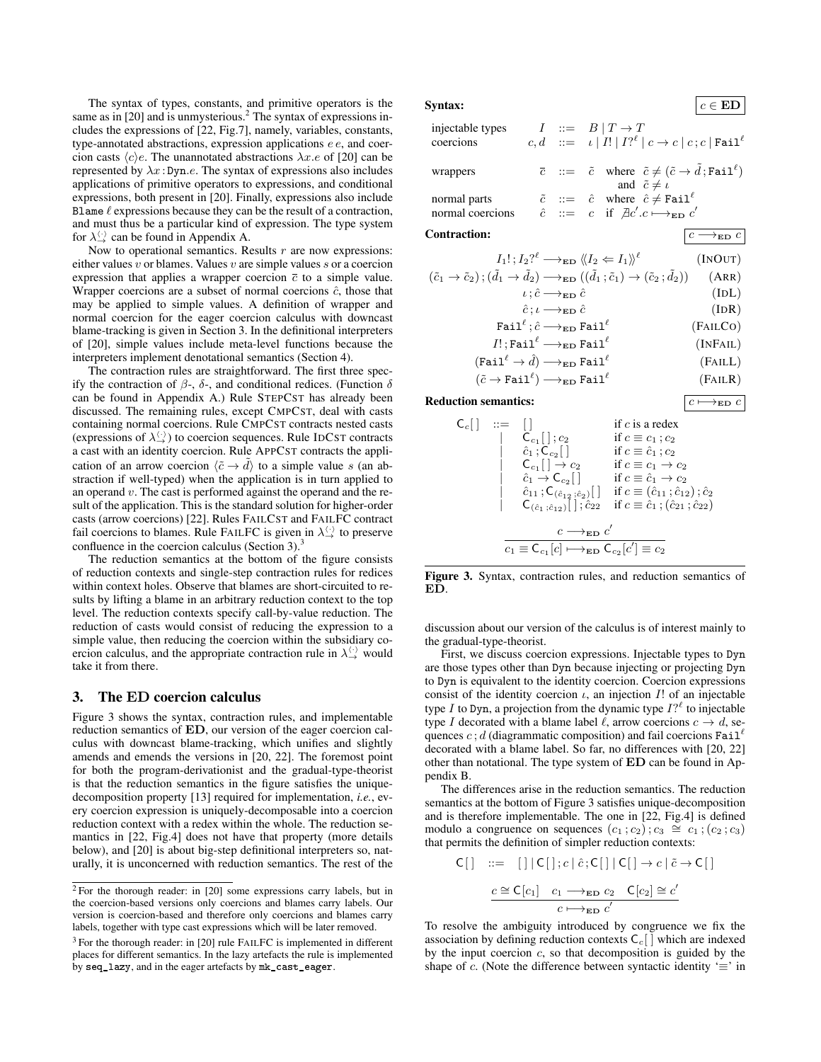The syntax of types, constants, and primitive operators is the same as in [20] and is unmysterious.[2] The syntax of expressions includes the expressions of [22, Fig.7], namely, variables, constants, type-annotated abstractions, expression applications $e\,e$, and coercion casts $\langle c\rangle e$. The unannotated abstractions $\lambda x.e$ of [20] can be represented by $\lambda x\!:\!\mathtt{Dyn}.e$. The syntax of expressions also includes applications of primitive operators to expressions, and conditional expressions, both present in [20]. Finally, expressions also include $\mathtt{Blame}\ \ell$ expressions because they can be the result of a contraction, and must thus be a particular kind of expression. The type system for $\lambda^{\langle\cdot\rangle}_{\rightarrow}$ can be found in Appendix A.

Now to operational semantics. Results $r$ are now expressions: either values $v$ or blames. Values $v$ are simple values $s$ or a coercion expression that applies a wrapper coercion $\overline{c}$ to a simple value. Wrapper coercions are a subset of normal coercions $\hat{c}$, those that may be applied to simple values. A definition of wrapper and normal coercion for the eager coercion calculus with downcast blame-tracking is given in Section 3. In the definitional interpreters of [20], simple values include meta-level functions because the interpreters implement denotational semantics (Section 4).

The contraction rules are straightforward. The first three specify the contraction of $\beta$-, $\delta$-, and conditional redices. (Function $\delta$ can be found in Appendix A.) Rule STEPCST has already been discussed. The remaining rules, except CMPCST, deal with casts containing normal coercions. Rule CMPCST contracts nested casts (expressions of $\lambda^{\langle\cdot\rangle}_{\rightarrow}$) to coercion sequences. Rule IDCST contracts a cast with an identity coercion. Rule APPCST contracts the application of an arrow coercion $\langle \tilde{c} \rightarrow \tilde{d}\rangle$ to a simple value $s$ (an abstraction if well-typed) when the application is in turn applied to an operand $v$. The cast is performed against the operand and the result of the application. This is the standard solution for higher-order casts (arrow coercions) [22]. Rules FAILCST and FAILFC contract fail coercions to blames. Rule FAILFC is given in $\lambda^{\langle\cdot\rangle}_{\rightarrow}$ to preserve confluence in the coercion calculus (Section 3).[3]

The reduction semantics at the bottom of the figure consists of reduction contexts and single-step contraction rules for redices within context holes. Observe that blames are short-circuited to results by lifting a blame in an arbitrary reduction context to the top level. The reduction contexts specify call-by-value reduction. The reduction of casts would consist of reducing the expression to a simple value, then reducing the coercion within the subsidiary coercion calculus, and the appropriate contraction rule in $\lambda^{\langle\cdot\rangle}_{\rightarrow}$ would take it from there.

## 3. The ED coercion calculus

Figure 3 shows the syntax, contraction rules, and implementable reduction semantics of **ED**, our version of the eager coercion calculus with downcast blame-tracking, which unifies and slightly amends and emends the versions in [20, 22]. The foremost point for both the program-derivationist and the gradual-type-theorist is that the reduction semantics in the figure satisfies the unique-decomposition property [13] required for implementation, *i.e.*, every coercion expression is uniquely-decomposable into a coercion reduction context with a redex within the whole. The reduction semantics in [22, Fig.4] does not have that property (more details below), and [20] is about big-step definitional interpreters so, naturally, it is unconcerned with reduction semantics. The rest of the discussion about our version of the calculus is of interest mainly to the gradual-type-theorist.

**Syntax:** $\boxed{c \in \mathbf{ED}}$

$$
\begin{array}{llcl}
\text{injectable types} & I & ::= & B \mid T \rightarrow T \\
\text{coercions} & c,d & ::= & \iota \mid I! \mid I?^{\ell} \mid c \rightarrow c \mid c\,;c \mid \mathtt{Fail}^{\ell} \\
\text{wrappers} & \overline{c} & ::= & \tilde{c} \quad \text{where } \tilde{c} \neq (\tilde{c} \rightarrow \tilde{d}\,;\mathtt{Fail}^{\ell}) \\
 & & & \qquad\ \ \text{and } \tilde{c} \neq \iota \\
\text{normal parts} & \tilde{c} & ::= & \hat{c} \quad \text{where } \hat{c} \neq \mathtt{Fail}^{\ell} \\
\text{normal coercions} & \hat{c} & ::= & c \quad \text{if } \nexists c'. c \longmapsto_{\mathbf{ED}} c'
\end{array}
$$

**Contraction:** $\boxed{c \longrightarrow_{\mathbf{ED}} c}$

$$
\begin{array}{rcll}
I_1!\,;I_2?^{\ell} & \longrightarrow_{\mathbf{ED}} & \langle\!\langle I_2 \Leftarrow I_1 \rangle\!\rangle^{\ell} & (\text{INOUT}) \\
(\tilde{c}_1 \rightarrow \tilde{c}_2)\,;(\tilde{d}_1 \rightarrow \tilde{d}_2) & \longrightarrow_{\mathbf{ED}} & ((\tilde{d}_1\,;\tilde{c}_1) \rightarrow (\tilde{c}_2\,;\tilde{d}_2)) & (\text{ARR}) \\
\iota\,;\hat{c} & \longrightarrow_{\mathbf{ED}} & \hat{c} & (\text{IDL}) \\
\hat{c}\,;\iota & \longrightarrow_{\mathbf{ED}} & \hat{c} & (\text{IDR}) \\
\mathtt{Fail}^{\ell}\,;\hat{c} & \longrightarrow_{\mathbf{ED}} & \mathtt{Fail}^{\ell} & (\text{FAILCO}) \\
I!\,;\mathtt{Fail}^{\ell} & \longrightarrow_{\mathbf{ED}} & \mathtt{Fail}^{\ell} & (\text{INFAIL}) \\
(\mathtt{Fail}^{\ell} \rightarrow \hat{d}) & \longrightarrow_{\mathbf{ED}} & \mathtt{Fail}^{\ell} & (\text{FAILL}) \\
(\tilde{c} \rightarrow \mathtt{Fail}^{\ell}) & \longrightarrow_{\mathbf{ED}} & \mathtt{Fail}^{\ell} & (\text{FAILR})
\end{array}
$$

**Reduction semantics:** $\boxed{c \longmapsto_{\mathbf{ED}} c}$

$$
\begin{array}{rcll}
\mathsf{C}_c[\,] & ::= & [\,] & \text{if } c \text{ is a redex} \\
 & \mid & \mathsf{C}_{c_1}[\,]\,;c_2 & \text{if } c \equiv c_1\,;c_2 \\
 & \mid & \hat{c}_1\,;\mathsf{C}_{c_2}[\,] & \text{if } c \equiv \hat{c}_1\,;c_2 \\
 & \mid & \mathsf{C}_{c_1}[\,] \rightarrow c_2 & \text{if } c \equiv c_1 \rightarrow c_2 \\
 & \mid & \hat{c}_1 \rightarrow \mathsf{C}_{c_2}[\,] & \text{if } c \equiv \hat{c}_1 \rightarrow c_2 \\
 & \mid & \hat{c}_{11}\,;\mathsf{C}_{(\hat{c}_{12}\,;\hat{c}_2)}[\,] & \text{if } c \equiv (\hat{c}_{11}\,;\hat{c}_{12})\,;\hat{c}_2 \\
 & \mid & \mathsf{C}_{(\hat{c}_1\,;\hat{c}_{12})}[\,]\,;\hat{c}_{22} & \text{if } c \equiv \hat{c}_1\,;(\hat{c}_{21}\,;\hat{c}_{22})
\end{array}
$$

$$
\frac{c \longrightarrow_{\mathbf{ED}} c'}{c_1 \equiv \mathsf{C}_{c_1}[c] \longmapsto_{\mathbf{ED}} \mathsf{C}_{c_2}[c'] \equiv c_2}
$$

**Figure 3.** Syntax, contraction rules, and reduction semantics of **ED**.

First, we discuss coercion expressions. Injectable types to Dyn are those types other than Dyn because injecting or projecting Dyn to Dyn is equivalent to the identity coercion. Coercion expressions consist of the identity coercion $\iota$, an injection $I!$ of an injectable type $I$ to Dyn, a projection from the dynamic type $I?^{\ell}$ to injectable type $I$ decorated with a blame label $\ell$, arrow coercions $c \rightarrow d$, sequences $c\,;d$ (diagrammatic composition) and fail coercions $\mathtt{Fail}^{\ell}$ decorated with a blame label. So far, no differences with [20, 22] other than notational. The type system of **ED** can be found in Appendix B.

The differences arise in the reduction semantics. The reduction semantics at the bottom of Figure 3 satisfies unique-decomposition and is therefore implementable. The one in [22, Fig.4] is defined modulo a congruence on sequences $(c_1\,;c_2)\,;c_3 \cong c_1\,;(c_2\,;c_3)$ that permits the definition of simpler reduction contexts:

$$
\mathsf{C}[\,] \quad ::= \quad [\,] \mid \mathsf{C}[\,]\,;c \mid \hat{c}\,;\mathsf{C}[\,] \mid \mathsf{C}[\,] \rightarrow c \mid \tilde{c} \rightarrow \mathsf{C}[\,]
$$

$$
\frac{c \cong \mathsf{C}[c_1] \quad c_1 \longrightarrow_{\mathbf{ED}} c_2 \quad \mathsf{C}[c_2] \cong c'}{c \longmapsto_{\mathbf{ED}} c'}
$$

To resolve the ambiguity introduced by congruence we fix the association by defining reduction contexts $\mathsf{C}_c[\,]$ which are indexed by the input coercion $c$, so that decomposition is guided by the shape of $c$. (Note the difference between syntactic identity '$\equiv$' in

[2] For the thorough reader: in [20] some expressions carry labels, but in the coercion-based versions only coercions and blames carry labels. Our version is coercion-based and therefore only coercions and blames carry labels, together with type cast expressions which will be later removed.

[3] For the thorough reader: in [20] rule FAILFC is implemented in different places for different semantics. In the lazy artefacts the rule is implemented by `seq_lazy`, and in the eager artefacts by `mk_cast_eager`.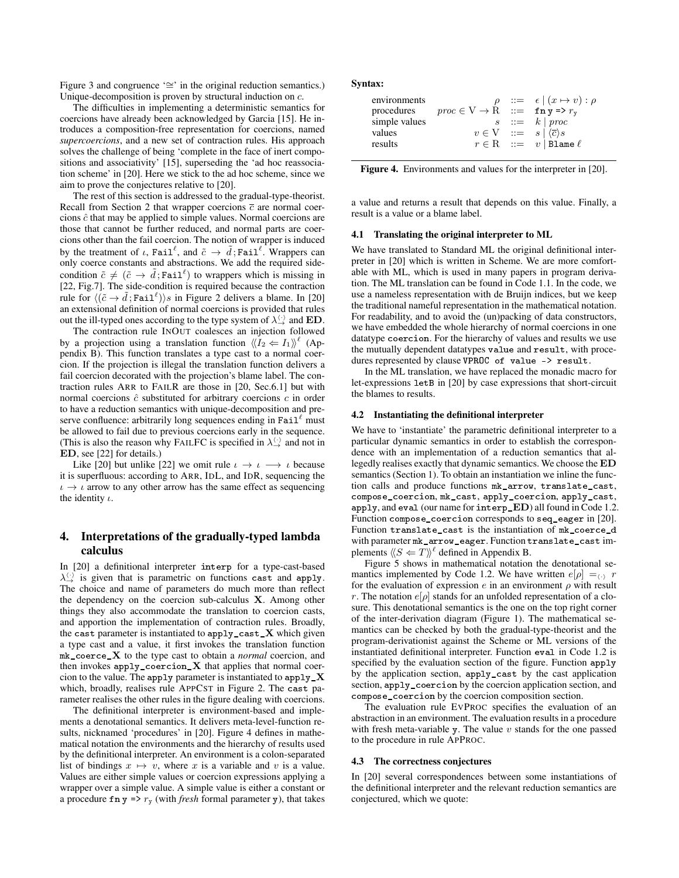Figure 3 and congruence '$\cong$' in the original reduction semantics.) Unique-decomposition is proven by structural induction on $c$.

The difficulties in implementing a deterministic semantics for coercions have already been acknowledged by Garcia [15]. He introduces a composition-free representation for coercions, named *supercoercions*, and a new set of contraction rules. His approach solves the challenge of being 'complete in the face of inert compositions and associativity' [15], superseding the 'ad hoc reassociation scheme' in [20]. Here we stick to the ad hoc scheme, since we aim to prove the conjectures relative to [20].

The rest of this section is addressed to the gradual-type-theorist. Recall from Section 2 that wrapper coercions $\overline{c}$ are normal coercions $\hat{c}$ that may be applied to simple values. Normal coercions are those that cannot be further reduced, and normal parts are coercions other than the fail coercion. The notion of wrapper is induced by the treatment of $\iota$, $\texttt{Fail}^{\ell}$, and $\tilde{c} \to \tilde{d}\,;\texttt{Fail}^{\ell}$. Wrappers can only coerce constants and abstractions. We add the required side-condition $\tilde{c} \neq (\tilde{c} \to \tilde{d}\,;\texttt{Fail}^{\ell})$ to wrappers which is missing in [22, Fig.7]. The side-condition is required because the contraction rule for $\langle(\tilde{c} \to \tilde{d}\,;\texttt{Fail}^{\ell})\rangle s$ in Figure 2 delivers a blame. In [20] an extensional definition of normal coercions is provided that rules out the ill-typed ones according to the type system of $\lambda^{\langle\cdot\rangle}_{\to}$ and $\mathbf{ED}$.

The contraction rule INOUT coalesces an injection followed by a projection using a translation function $\langle\!\langle I_2 \Leftarrow I_1 \rangle\!\rangle^{\ell}$ (Appendix B). This function translates a type cast to a normal coercion. If the projection is illegal the translation function delivers a fail coercion decorated with the projection's blame label. The contraction rules ARR to FAILR are those in [20, Sec.6.1] but with normal coercions $\hat{c}$ substituted for arbitrary coercions $c$ in order to have a reduction semantics with unique-decomposition and preserve confluence: arbitrarily long sequences ending in $\texttt{Fail}^{\ell}$ must be allowed to fail due to previous coercions early in the sequence. (This is also the reason why FAILFC is specified in $\lambda^{\langle\cdot\rangle}_{\to}$ and not in $\mathbf{ED}$, see [22] for details.)

Like [20] but unlike [22] we omit rule $\iota \to \iota \longrightarrow \iota$ because it is superfluous: according to ARR, IDL, and IDR, sequencing the $\iota \to \iota$ arrow to any other arrow has the same effect as sequencing the identity $\iota$.

## 4. Interpretations of the gradually-typed lambda calculus

In [20] a definitional interpreter `interp` for a type-cast-based $\lambda^{\langle\cdot\rangle}_{\to}$ is given that is parametric on functions `cast` and `apply`. The choice and name of parameters do much more than reflect the dependency on the coercion sub-calculus $\mathbf{X}$. Among other things they also accommodate the translation to coercion casts, and apportion the implementation of contraction rules. Broadly, the `cast` parameter is instantiated to `apply_cast_`$\mathbf{X}$ which given a type cast and a value, it first invokes the translation function `mk_coerce_`$\mathbf{X}$ to the type cast to obtain a *normal* coercion, and then invokes `apply_coercion_`$\mathbf{X}$ that applies that normal coercion to the value. The `apply` parameter is instantiated to `apply_`$\mathbf{X}$ which, broadly, realises rule APPCST in Figure 2. The `cast` parameter realises the other rules in the figure dealing with coercions.

The definitional interpreter is environment-based and implements a denotational semantics. It delivers meta-level-function results, nicknamed 'procedures' in [20]. Figure 4 defines in mathematical notation the environments and the hierarchy of results used by the definitional interpreter. An environment is a colon-separated list of bindings $x \mapsto v$, where $x$ is a variable and $v$ is a value. Values are either simple values or coercion expressions applying a wrapper over a simple value. A simple value is either a constant or a procedure $\texttt{fn}\,\texttt{y} \Rightarrow r_{\texttt{y}}$ (with *fresh* formal parameter `y`), that takes a value and returns a result that depends on this value. Finally, a result is a value or a blame label.

**Syntax:**

| | | | |
|---|---|---|---|
| environments | $\rho$ | ::= | $\epsilon \mid (x \mapsto v) : \rho$ |
| procedures | $proc \in \mathrm{V} \to \mathrm{R}$ | ::= | $\texttt{fn}\,\texttt{y} \Rightarrow r_{\texttt{y}}$ |
| simple values | $s$ | ::= | $k \mid proc$ |
| values | $v \in \mathrm{V}$ | ::= | $s \mid \langle\overline{c}\rangle s$ |
| results | $r \in \mathrm{R}$ | ::= | $v \mid \texttt{Blame}\;\ell$ |

**Figure 4.** Environments and values for the interpreter in [20].

### 4.1 Translating the original interpreter to ML

We have translated to Standard ML the original definitional interpreter in [20] which is written in Scheme. We are more comfortable with ML, which is used in many papers in program derivation. The ML translation can be found in Code 1.1. In the code, we use a nameless representation with de Bruijn indices, but we keep the traditional nameful representation in the mathematical notation. For readability, and to avoid the (un)packing of data constructors, we have embedded the whole hierarchy of normal coercions in one datatype `coercion`. For the hierarchy of values and results we use the mutually dependent datatypes `value` and `result`, with procedures represented by clause `VPROC of value -> result`.

In the ML translation, we have replaced the monadic macro for let-expressions `letB` in [20] by case expressions that short-circuit the blames to results.

### 4.2 Instantiating the definitional interpreter

We have to 'instantiate' the parametric definitional interpreter to a particular dynamic semantics in order to establish the correspondence with an implementation of a reduction semantics that allegedly realises exactly that dynamic semantics. We choose the $\mathbf{ED}$ semantics (Section 1). To obtain an instantiation we inline the function calls and produce functions `mk_arrow`, `translate_cast`, `compose_coercion`, `mk_cast`, `apply_coercion`, `apply_cast`, `apply`, and `eval` (our name for `interp_`$\mathbf{ED}$) all found in Code 1.2. Function `compose_coercion` corresponds to `seq_eager` in [20]. Function `translate_cast` is the instantiation of `mk_coerce_d` with parameter `mk_arrow_eager`. Function `translate_cast` implements $\langle\!\langle S \Leftarrow T \rangle\!\rangle^{\ell}$ defined in Appendix B.

Figure 5 shows in mathematical notation the denotational semantics implemented by Code 1.2. We have written $e[\rho] =_{\langle\cdot\rangle} r$ for the evaluation of expression $e$ in an environment $\rho$ with result $r$. The notation $e[\rho]$ stands for an unfolded representation of a closure. This denotational semantics is the one on the top right corner of the inter-derivation diagram (Figure 1). The mathematical semantics can be checked by both the gradual-type-theorist and the program-derivationist against the Scheme or ML versions of the instantiated definitional interpreter. Function `eval` in Code 1.2 is specified by the evaluation section of the figure. Function `apply` by the application section, `apply_cast` by the cast application section, `apply_coercion` by the coercion application section, and `compose_coercion` by the coercion composition section.

The evaluation rule EVPROC specifies the evaluation of an abstraction in an environment. The evaluation results in a procedure with fresh meta-variable `y`. The value $v$ stands for the one passed to the procedure in rule APPROC.

### 4.3 The correctness conjectures

In [20] several correspondences between some instantiations of the definitional interpreter and the relevant reduction semantics are conjectured, which we quote: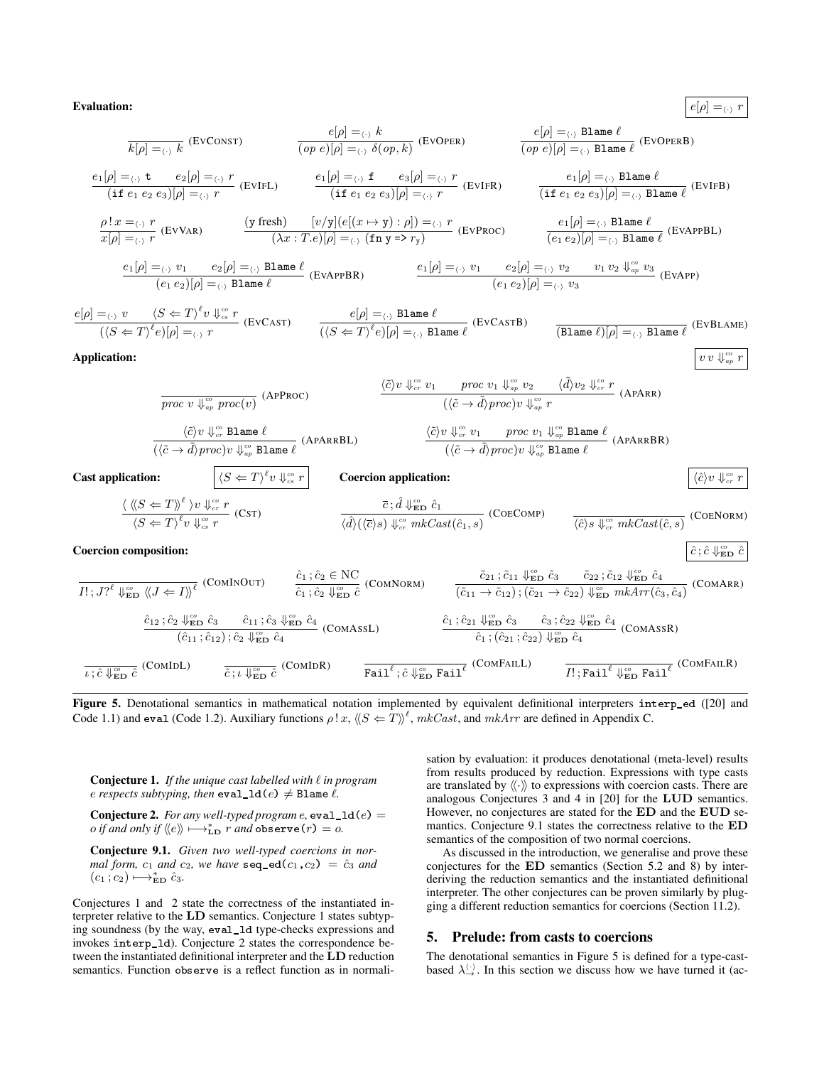**Evaluation:** $\boxed{e[\rho] =_{\langle\cdot\rangle} r}$

$$\frac{}{k[\rho] =_{\langle\cdot\rangle} k}\ (\text{EvConst}) \qquad \frac{e[\rho] =_{\langle\cdot\rangle} k}{(op\ e)[\rho] =_{\langle\cdot\rangle} \delta(op, k)}\ (\text{EvOper}) \qquad \frac{e[\rho] =_{\langle\cdot\rangle} \texttt{Blame}\ \ell}{(op\ e)[\rho] =_{\langle\cdot\rangle} \texttt{Blame}\ \ell}\ (\text{EvOperB})$$

$$\frac{e_1[\rho] =_{\langle\cdot\rangle} \texttt{t} \qquad e_2[\rho] =_{\langle\cdot\rangle} r}{(\texttt{if}\ e_1\ e_2\ e_3)[\rho] =_{\langle\cdot\rangle} r}\ (\text{EvIfL}) \qquad \frac{e_1[\rho] =_{\langle\cdot\rangle} \texttt{f} \qquad e_3[\rho] =_{\langle\cdot\rangle} r}{(\texttt{if}\ e_1\ e_2\ e_3)[\rho] =_{\langle\cdot\rangle} r}\ (\text{EvIfR}) \qquad \frac{e_1[\rho] =_{\langle\cdot\rangle} \texttt{Blame}\ \ell}{(\texttt{if}\ e_1\ e_2\ e_3)[\rho] =_{\langle\cdot\rangle} \texttt{Blame}\ \ell}\ (\text{EvIfB})$$

$$\frac{\rho\,!\,x =_{\langle\cdot\rangle} r}{x[\rho] =_{\langle\cdot\rangle} r}\ (\text{EvVar}) \qquad \frac{(\texttt{y}\ \text{fresh}) \qquad [v/\texttt{y}](e[(x \mapsto \texttt{y}) : \rho]) =_{\langle\cdot\rangle} r}{(\lambda x : T.e)[\rho] =_{\langle\cdot\rangle} (\texttt{fn y => } r_{\texttt{y}})}\ (\text{EvProc}) \qquad \frac{e_1[\rho] =_{\langle\cdot\rangle} \texttt{Blame}\ \ell}{(e_1\ e_2)[\rho] =_{\langle\cdot\rangle} \texttt{Blame}\ \ell}\ (\text{EvAppBL})$$

$$\frac{e_1[\rho] =_{\langle\cdot\rangle} v_1 \qquad e_2[\rho] =_{\langle\cdot\rangle} \texttt{Blame}\ \ell}{(e_1\ e_2)[\rho] =_{\langle\cdot\rangle} \texttt{Blame}\ \ell}\ (\text{EvAppBR}) \qquad \frac{e_1[\rho] =_{\langle\cdot\rangle} v_1 \qquad e_2[\rho] =_{\langle\cdot\rangle} v_2 \qquad v_1\ v_2 \Downarrow^{co}_{ap} v_3}{(e_1\ e_2)[\rho] =_{\langle\cdot\rangle} v_3}\ (\text{EvApp})$$

$$\frac{e[\rho] =_{\langle\cdot\rangle} v \qquad \langle S \Leftarrow T\rangle^\ell v \Downarrow^{co}_{cs} r}{(\langle S \Leftarrow T\rangle^\ell e)[\rho] =_{\langle\cdot\rangle} r}\ (\text{EvCast}) \qquad \frac{e[\rho] =_{\langle\cdot\rangle} \texttt{Blame}\ \ell}{(\langle S \Leftarrow T\rangle^\ell e)[\rho] =_{\langle\cdot\rangle} \texttt{Blame}\ \ell}\ (\text{EvCastB}) \qquad \frac{}{(\texttt{Blame}\ \ell)[\rho] =_{\langle\cdot\rangle} \texttt{Blame}\ \ell}\ (\text{EvBlame})$$

**Application:** $\boxed{v\,v \Downarrow^{co}_{ap} r}$

$$\frac{}{proc\ v \Downarrow^{co}_{ap} proc(v)}\ (\text{ApProc}) \qquad \frac{\langle\tilde{c}\rangle v \Downarrow^{co}_{cr} v_1 \qquad proc\ v_1 \Downarrow^{co}_{ap} v_2 \qquad \langle\tilde{d}\rangle v_2 \Downarrow^{co}_{cr} r}{(\langle\tilde{c} \to \tilde{d}\rangle proc)v \Downarrow^{co}_{ap} r}\ (\text{ApArr})$$

$$\frac{\langle\tilde{c}\rangle v \Downarrow^{co}_{cr} \texttt{Blame}\ \ell}{(\langle\tilde{c} \to \tilde{d}\rangle proc)v \Downarrow^{co}_{ap} \texttt{Blame}\ \ell}\ (\text{ApArrBL}) \qquad \frac{\langle\tilde{c}\rangle v \Downarrow^{co}_{cr} v_1 \qquad proc\ v_1 \Downarrow^{co}_{ap} \texttt{Blame}\ \ell}{(\langle\tilde{c} \to \tilde{d}\rangle proc)v \Downarrow^{co}_{ap} \texttt{Blame}\ \ell}\ (\text{ApArrBR})$$

**Cast application:** $\boxed{\langle S \Leftarrow T\rangle^\ell v \Downarrow^{co}_{cs} r}$ **Coercion application:** $\boxed{\langle\hat{c}\rangle v \Downarrow^{co}_{cr} r}$

$$\frac{\langle\,\langle\!\langle S \Leftarrow T\rangle\!\rangle^\ell\,\rangle v \Downarrow^{co}_{cr} r}{\langle S \Leftarrow T\rangle^\ell v \Downarrow^{co}_{cs} r}\ (\text{Cst}) \qquad \frac{\overline{c}\,;\hat{d} \Downarrow^{co}_{\mathbf{ED}} \hat{c}_1}{\langle\hat{d}\rangle(\langle\overline{c}\rangle s) \Downarrow^{co}_{cr} mkCast(\hat{c}_1, s)}\ (\text{CoeComp}) \qquad \frac{}{\langle\hat{c}\rangle s \Downarrow^{co}_{cr} mkCast(\hat{c}, s)}\ (\text{CoeNorm})$$

**Coercion composition:** $\boxed{\hat{c}\,;\hat{c} \Downarrow^{co}_{\mathbf{ED}} \hat{c}}$

$$\frac{}{I!\,; J?^\ell \Downarrow^{co}_{\mathbf{ED}} \langle\!\langle J \Leftarrow I\rangle\!\rangle^\ell}\ (\text{ComInOut}) \qquad \frac{\hat{c}_1\,;\hat{c}_2 \in \text{NC}}{\hat{c}_1\,;\hat{c}_2 \Downarrow^{co}_{\mathbf{ED}} \hat{c}}\ (\text{ComNorm}) \qquad \frac{\tilde{c}_{21}\,;\tilde{c}_{11} \Downarrow^{co}_{\mathbf{ED}} \hat{c}_3 \qquad \tilde{c}_{22}\,;\tilde{c}_{12} \Downarrow^{co}_{\mathbf{ED}} \hat{c}_4}{(\tilde{c}_{11} \to \tilde{c}_{12})\,;(\tilde{c}_{21} \to \tilde{c}_{22}) \Downarrow^{co}_{\mathbf{ED}} mkArr(\hat{c}_3, \hat{c}_4)}\ (\text{ComArr})$$

$$\frac{\hat{c}_{12}\,;\hat{c}_2 \Downarrow^{co}_{\mathbf{ED}} \hat{c}_3 \qquad \hat{c}_{11}\,;\hat{c}_3 \Downarrow^{co}_{\mathbf{ED}} \hat{c}_4}{(\hat{c}_{11}\,;\hat{c}_{12})\,;\hat{c}_2 \Downarrow^{co}_{\mathbf{ED}} \hat{c}_4}\ (\text{ComAssL}) \qquad \frac{\hat{c}_1\,;\hat{c}_{21} \Downarrow^{co}_{\mathbf{ED}} \hat{c}_3 \qquad \hat{c}_3\,;\hat{c}_{22} \Downarrow^{co}_{\mathbf{ED}} \hat{c}_4}{\hat{c}_1\,;(\hat{c}_{21}\,;\hat{c}_{22}) \Downarrow^{co}_{\mathbf{ED}} \hat{c}_4}\ (\text{ComAssR})$$

$$\frac{}{\iota\,;\hat{c} \Downarrow^{co}_{\mathbf{ED}} \hat{c}}\ (\text{ComIdL}) \qquad \frac{}{\hat{c}\,;\iota \Downarrow^{co}_{\mathbf{ED}} \hat{c}}\ (\text{ComIdR}) \qquad \frac{}{\texttt{Fail}^\ell\,;\hat{c} \Downarrow^{co}_{\mathbf{ED}} \texttt{Fail}^\ell}\ (\text{ComFailL}) \qquad \frac{}{I!\,;\texttt{Fail}^\ell \Downarrow^{co}_{\mathbf{ED}} \texttt{Fail}^\ell}\ (\text{ComFailR})$$

**Figure 5.** Denotational semantics in mathematical notation implemented by equivalent definitional interpreters `interp_ed` ([20] and Code 1.1) and `eval` (Code 1.2). Auxiliary functions $\rho\,!\,x$, $\langle\!\langle S \Leftarrow T\rangle\!\rangle^\ell$, $mkCast$, and $mkArr$ are defined in Appendix C.

**Conjecture 1.** *If the unique cast labelled with $\ell$ in program $e$ respects subtyping, then* `eval_ld(e)` $\neq$ `Blame` $\ell$.

**Conjecture 2.** *For any well-typed program $e$,* `eval_ld(e)` $=$ *$o$ if and only if $\langle\!\langle e\rangle\!\rangle \longmapsto^*_{\mathbf{LD}} r$ and* `observe(r)` $= o$.

**Conjecture 9.1.** *Given two well-typed coercions in normal form, $c_1$ and $c_2$, we have* `seq_ed(`$c_1$`,`$c_2$`)` $= \hat{c}_3$ *and* $(c_1\,;c_2) \longmapsto^*_{\mathbf{ED}} \hat{c}_3$.

Conjectures 1 and 2 state the correctness of the instantiated interpreter relative to the **LD** semantics. Conjecture 1 states subtyping soundness (by the way, `eval_ld` type-checks expressions and invokes `interp_ld`). Conjecture 2 states the correspondence between the instantiated definitional interpreter and the **LD** reduction semantics. Function `observe` is a reflect function as in normalisation by evaluation: it produces denotational (meta-level) results from results produced by reduction. Expressions with type casts are translated by $\langle\!\langle\cdot\rangle\!\rangle$ to expressions with coercion casts. There are analogous Conjectures 3 and 4 in [20] for the **LUD** semantics. However, no conjectures are stated for the **ED** and the **EUD** semantics. Conjecture 9.1 states the correctness relative to the **ED** semantics of the composition of two normal coercions.

As discussed in the introduction, we generalise and prove these conjectures for the **ED** semantics (Section 5.2 and 8) by interderiving the reduction semantics and the instantiated definitional interpreter. The other conjectures can be proven similarly by plugging a different reduction semantics for coercions (Section 11.2).

## 5. Prelude: from casts to coercions

The denotational semantics in Figure 5 is defined for a type-cast-based $\lambda^{\langle\cdot\rangle}_{\to}$. In this section we discuss how we have turned it (ac-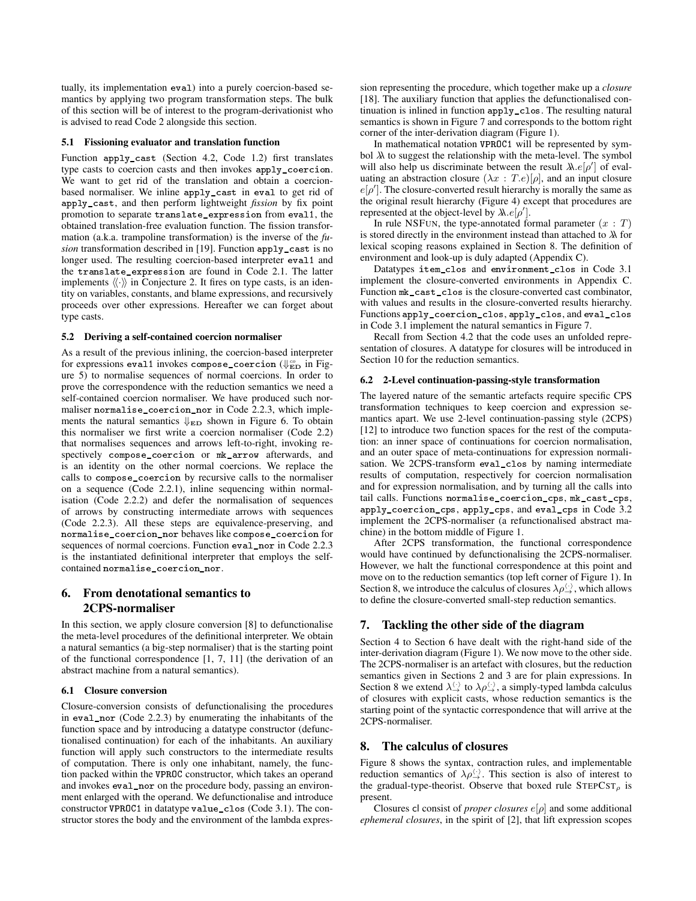tually, its implementation `eval`) into a purely coercion-based semantics by applying two program transformation steps. The bulk of this section will be of interest to the program-derivationist who is advised to read Code 2 alongside this section.

### 5.1 Fissioning evaluator and translation function

Function `apply_cast` (Section 4.2, Code 1.2) first translates type casts to coercion casts and then invokes `apply_coercion`. We want to get rid of the translation and obtain a coercion-based normaliser. We inline `apply_cast` in `eval` to get rid of `apply_cast`, and then perform lightweight *fission* by fix point promotion to separate `translate_expression` from `eval1`, the obtained translation-free evaluation function. The fission transformation (a.k.a. trampoline transformation) is the inverse of the *fusion* transformation described in [19]. Function `apply_cast` is no longer used. The resulting coercion-based interpreter `eval1` and the `translate_expression` are found in Code 2.1. The latter implements $\langle\!\langle\cdot\rangle\!\rangle$ in Conjecture 2. It fires on type casts, is an identity on variables, constants, and blame expressions, and recursively proceeds over other expressions. Hereafter we can forget about type casts.

### 5.2 Deriving a self-contained coercion normaliser

As a result of the previous inlining, the coercion-based interpreter for expressions `eval1` invokes `compose_coercion` ($\Downarrow^{co}_{\mathrm{ED}}$ in Figure 5) to normalise sequences of normal coercions. In order to prove the correspondence with the reduction semantics we need a self-contained coercion normaliser. We have produced such normaliser `normalise_coercion_nor` in Code 2.2.3, which implements the natural semantics $\Downarrow_{\mathrm{ED}}$ shown in Figure 6. To obtain this normaliser we first write a coercion normaliser (Code 2.2) that normalises sequences and arrows left-to-right, invoking respectively `compose_coercion` or `mk_arrow` afterwards, and is an identity on the other normal coercions. We replace the calls to `compose_coercion` by recursive calls to the normaliser on a sequence (Code 2.2.1), inline sequencing within normalisation (Code 2.2.2) and defer the normalisation of sequences of arrows by constructing intermediate arrows with sequences (Code 2.2.3). All these steps are equivalence-preserving, and `normalise_coercion_nor` behaves like `compose_coercion` for sequences of normal coercions. Function `eval_nor` in Code 2.2.3 is the instantiated definitional interpreter that employs the self-contained `normalise_coercion_nor`.

## 6. From denotational semantics to 2CPS-normaliser

In this section, we apply closure conversion [8] to defunctionalise the meta-level procedures of the definitional interpreter. We obtain a natural semantics (a big-step normaliser) that is the starting point of the functional correspondence [1, 7, 11] (the derivation of an abstract machine from a natural semantics).

### 6.1 Closure conversion

Closure-conversion consists of defunctionalising the procedures in `eval_nor` (Code 2.2.3) by enumerating the inhabitants of the function space and by introducing a datatype constructor (defunctionalised continuation) for each of the inhabitants. An auxiliary function will apply such constructors to the intermediate results of computation. There is only one inhabitant, namely, the function packed within the `VPROC` constructor, which takes an operand and invokes `eval_nor` on the procedure body, passing an environment enlarged with the operand. We defunctionalise and introduce constructor `VPROC1` in datatype `value_clos` (Code 3.1). The constructor stores the body and the environment of the lambda expression representing the procedure, which together make up a *closure* [18]. The auxiliary function that applies the defunctionalised continuation is inlined in function `apply_clos`. The resulting natural semantics is shown in Figure 7 and corresponds to the bottom right corner of the inter-derivation diagram (Figure 1).

In mathematical notation `VPROC1` will be represented by symbol $\lambda\!\!\lambda$ to suggest the relationship with the meta-level. The symbol will also help us discriminate between the result $\lambda\!\!\lambda.e[\rho']$ of evaluating an abstraction closure $(\lambda x : T.e)[\rho]$, and an input closure $e[\rho']$. The closure-converted result hierarchy is morally the same as the original result hierarchy (Figure 4) except that procedures are represented at the object-level by $\lambda\!\!\lambda.e[\rho']$.

In rule NSFUN, the type-annotated formal parameter $(x : T)$ is stored directly in the environment instead than attached to $\lambda\!\!\lambda$ for lexical scoping reasons explained in Section 8. The definition of environment and look-up is duly adapted (Appendix C).

Datatypes `item_clos` and `environment_clos` in Code 3.1 implement the closure-converted environments in Appendix C. Function `mk_cast_clos` is the closure-converted cast combinator, with values and results in the closure-converted results hierarchy. Functions `apply_coercion_clos`, `apply_clos`, and `eval_clos` in Code 3.1 implement the natural semantics in Figure 7.

Recall from Section 4.2 that the code uses an unfolded representation of closures. A datatype for closures will be introduced in Section 10 for the reduction semantics.

### 6.2 2-Level continuation-passing-style transformation

The layered nature of the semantic artefacts require specific CPS transformation techniques to keep coercion and expression semantics apart. We use 2-level continuation-passing style (2CPS) [12] to introduce two function spaces for the rest of the computation: an inner space of continuations for coercion normalisation, and an outer space of meta-continuations for expression normalisation. We 2CPS-transform `eval_clos` by naming intermediate results of computation, respectively for coercion normalisation and for expression normalisation, and by turning all the calls into tail calls. Functions `normalise_coercion_cps`, `mk_cast_cps`, `apply_coercion_cps`, `apply_cps`, and `eval_cps` in Code 3.2 implement the 2CPS-normaliser (a refunctionalised abstract machine) in the bottom middle of Figure 1.

After 2CPS transformation, the functional correspondence would have continued by defunctionalising the 2CPS-normaliser. However, we halt the functional correspondence at this point and move on to the reduction semantics (top left corner of Figure 1). In Section 8, we introduce the calculus of closures $\lambda\rho^{\langle\cdot\rangle}_{\rightarrow}$, which allows to define the closure-converted small-step reduction semantics.

## 7. Tackling the other side of the diagram

Section 4 to Section 6 have dealt with the right-hand side of the inter-derivation diagram (Figure 1). We now move to the other side. The 2CPS-normaliser is an artefact with closures, but the reduction semantics given in Sections 2 and 3 are for plain expressions. In Section 8 we extend $\lambda^{\langle\cdot\rangle}_{\rightarrow}$ to $\lambda\rho^{\langle\cdot\rangle}_{\rightarrow}$, a simply-typed lambda calculus of closures with explicit casts, whose reduction semantics is the starting point of the syntactic correspondence that will arrive at the 2CPS-normaliser.

## 8. The calculus of closures

Figure 8 shows the syntax, contraction rules, and implementable reduction semantics of $\lambda\rho^{\langle\cdot\rangle}_{\rightarrow}$. This section is also of interest to the gradual-type-theorist. Observe that boxed rule $\mathrm{STEPCST}_{\rho}$ is present.

Closures cl consist of *proper closures* $e[\rho]$ and some additional *ephemeral closures*, in the spirit of [2], that lift expression scopes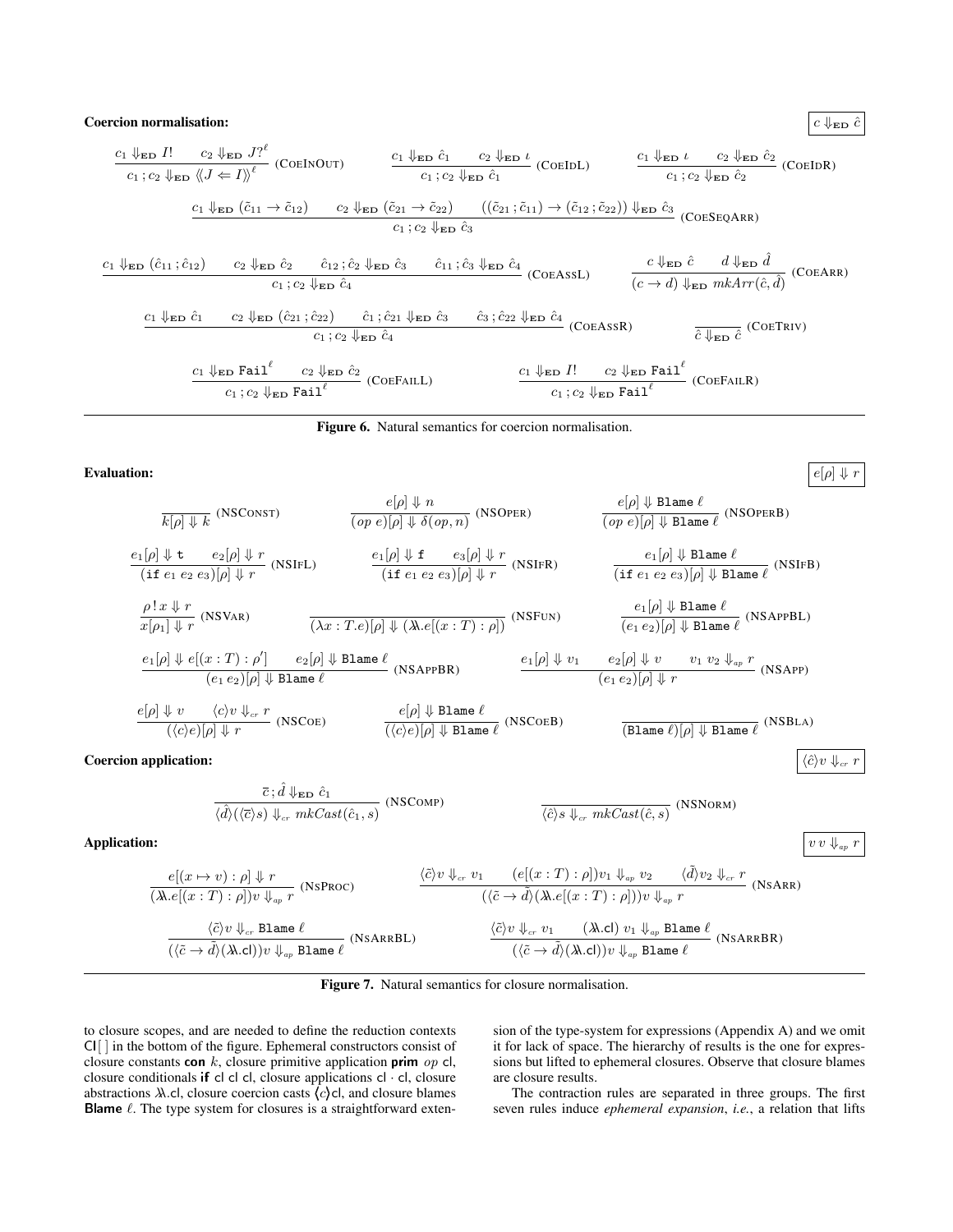**Coercion normalisation:** $\boxed{c \Downarrow_{\mathbf{ED}} \hat{c}}$

$$\frac{c_1 \Downarrow_{\mathbf{ED}} I! \qquad c_2 \Downarrow_{\mathbf{ED}} J?^{\ell}}{c_1 \,;\, c_2 \Downarrow_{\mathbf{ED}} \langle\!\langle J \Leftarrow I \rangle\!\rangle^{\ell}} \text{(CoeInOut)} \qquad \frac{c_1 \Downarrow_{\mathbf{ED}} \hat{c}_1 \qquad c_2 \Downarrow_{\mathbf{ED}} \iota}{c_1 \,;\, c_2 \Downarrow_{\mathbf{ED}} \hat{c}_1} \text{(CoeIdL)} \qquad \frac{c_1 \Downarrow_{\mathbf{ED}} \iota \qquad c_2 \Downarrow_{\mathbf{ED}} \hat{c}_2}{c_1 \,;\, c_2 \Downarrow_{\mathbf{ED}} \hat{c}_2} \text{(CoeIdR)}$$

$$\frac{c_1 \Downarrow_{\mathbf{ED}} (\tilde{c}_{11} \to \tilde{c}_{12}) \qquad c_2 \Downarrow_{\mathbf{ED}} (\tilde{c}_{21} \to \tilde{c}_{22}) \qquad ((\tilde{c}_{21} \,;\, \tilde{c}_{11}) \to (\tilde{c}_{12} \,;\, \tilde{c}_{22})) \Downarrow_{\mathbf{ED}} \hat{c}_3}{c_1 \,;\, c_2 \Downarrow_{\mathbf{ED}} \hat{c}_3} \text{(CoeSeqArr)}$$

$$\frac{c_1 \Downarrow_{\mathbf{ED}} (\hat{c}_{11} \,;\, \hat{c}_{12}) \qquad c_2 \Downarrow_{\mathbf{ED}} \hat{c}_2 \qquad \hat{c}_{12} \,;\, \hat{c}_2 \Downarrow_{\mathbf{ED}} \hat{c}_3 \qquad \hat{c}_{11} \,;\, \hat{c}_3 \Downarrow_{\mathbf{ED}} \hat{c}_4}{c_1 \,;\, c_2 \Downarrow_{\mathbf{ED}} \hat{c}_4} \text{(CoeAssL)} \qquad \frac{c \Downarrow_{\mathbf{ED}} \hat{c} \qquad d \Downarrow_{\mathbf{ED}} \hat{d}}{(c \to d) \Downarrow_{\mathbf{ED}} mkArr(\hat{c}, \hat{d})} \text{(CoeArr)}$$

$$\frac{c_1 \Downarrow_{\mathbf{ED}} \hat{c}_1 \qquad c_2 \Downarrow_{\mathbf{ED}} (\hat{c}_{21} \,;\, \hat{c}_{22}) \qquad \hat{c}_1 \,;\, \hat{c}_{21} \Downarrow_{\mathbf{ED}} \hat{c}_3 \qquad \hat{c}_3 \,;\, \hat{c}_{22} \Downarrow_{\mathbf{ED}} \hat{c}_4}{c_1 \,;\, c_2 \Downarrow_{\mathbf{ED}} \hat{c}_4} \text{(CoeAssR)} \qquad \frac{}{\hat{c} \Downarrow_{\mathbf{ED}} \hat{c}} \text{(CoeTriv)}$$

$$\frac{c_1 \Downarrow_{\mathbf{ED}} \mathtt{Fail}^{\ell} \qquad c_2 \Downarrow_{\mathbf{ED}} \hat{c}_2}{c_1 \,;\, c_2 \Downarrow_{\mathbf{ED}} \mathtt{Fail}^{\ell}} \text{(CoeFailL)} \qquad \frac{c_1 \Downarrow_{\mathbf{ED}} I! \qquad c_2 \Downarrow_{\mathbf{ED}} \mathtt{Fail}^{\ell}}{c_1 \,;\, c_2 \Downarrow_{\mathbf{ED}} \mathtt{Fail}^{\ell}} \text{(CoeFailR)}$$

**Figure 6.** Natural semantics for coercion normalisation.

**Evaluation:** $\boxed{e[\rho] \Downarrow r}$

$$\frac{}{k[\rho] \Downarrow k} \text{(NSConst)} \qquad \frac{e[\rho] \Downarrow n}{(op\ e)[\rho] \Downarrow \delta(op, n)} \text{(NSOper)} \qquad \frac{e[\rho] \Downarrow \mathtt{Blame}\ \ell}{(op\ e)[\rho] \Downarrow \mathtt{Blame}\ \ell} \text{(NSOperB)}$$

$$\frac{e_1[\rho] \Downarrow \mathtt{t} \qquad e_2[\rho] \Downarrow r}{(\mathtt{if}\ e_1\ e_2\ e_3)[\rho] \Downarrow r} \text{(NSIfL)} \qquad \frac{e_1[\rho] \Downarrow \mathtt{f} \qquad e_3[\rho] \Downarrow r}{(\mathtt{if}\ e_1\ e_2\ e_3)[\rho] \Downarrow r} \text{(NSIfR)} \qquad \frac{e_1[\rho] \Downarrow \mathtt{Blame}\ \ell}{(\mathtt{if}\ e_1\ e_2\ e_3)[\rho] \Downarrow \mathtt{Blame}\ \ell} \text{(NSIfB)}$$

$$\frac{\rho\,!\,x \Downarrow r}{x[\rho_1] \Downarrow r} \text{(NSVar)} \qquad \frac{}{(\lambda x:T.e)[\rho] \Downarrow (\lambda\!\!\lambda.e[(x:T):\rho])} \text{(NSFun)} \qquad \frac{e_1[\rho] \Downarrow \mathtt{Blame}\ \ell}{(e_1\ e_2)[\rho] \Downarrow \mathtt{Blame}\ \ell} \text{(NSAppBL)}$$

$$\frac{e_1[\rho] \Downarrow e[(x:T):\rho'] \qquad e_2[\rho] \Downarrow \mathtt{Blame}\ \ell}{(e_1\ e_2)[\rho] \Downarrow \mathtt{Blame}\ \ell} \text{(NSAppBR)} \qquad \frac{e_1[\rho] \Downarrow v_1 \qquad e_2[\rho] \Downarrow v \qquad v_1\ v_2 \Downarrow_{ap} r}{(e_1\ e_2)[\rho] \Downarrow r} \text{(NSApp)}$$

$$\frac{e[\rho] \Downarrow v \qquad \langle c \rangle v \Downarrow_{cr} r}{(\langle c \rangle e)[\rho] \Downarrow r} \text{(NSCoe)} \qquad \frac{e[\rho] \Downarrow \mathtt{Blame}\ \ell}{(\langle c \rangle e)[\rho] \Downarrow \mathtt{Blame}\ \ell} \text{(NSCoeB)} \qquad \frac{}{(\mathtt{Blame}\ \ell)[\rho] \Downarrow \mathtt{Blame}\ \ell} \text{(NSBla)}$$

**Coercion application:** $\boxed{\langle \hat{c} \rangle v \Downarrow_{cr} r}$

$$\frac{\overline{c} \,;\, \hat{d} \Downarrow_{\mathbf{ED}} \hat{c}_1}{\langle \hat{d} \rangle (\langle \overline{c} \rangle s) \Downarrow_{cr} mkCast(\hat{c}_1, s)} \text{(NSComp)} \qquad \frac{}{\langle \hat{c} \rangle s \Downarrow_{cr} mkCast(\hat{c}, s)} \text{(NSNorm)}$$

**Application:** $\boxed{v\,v \Downarrow_{ap} r}$

$$\frac{e[(x \mapsto v):\rho] \Downarrow r}{(\lambda\!\!\lambda.e[(x:T):\rho])v \Downarrow_{ap} r} \text{(NsProc)} \qquad \frac{\langle \tilde{c} \rangle v \Downarrow_{cr} v_1 \qquad (e[(x:T):\rho])v_1 \Downarrow_{ap} v_2 \qquad \langle \tilde{d} \rangle v_2 \Downarrow_{cr} r}{(\langle \tilde{c} \to \tilde{d} \rangle (\lambda\!\!\lambda.e[(x:T):\rho]))v \Downarrow_{ap} r} \text{(NsArr)}$$

$$\frac{\langle \tilde{c} \rangle v \Downarrow_{cr} \mathtt{Blame}\ \ell}{(\langle \tilde{c} \to \tilde{d} \rangle (\lambda\!\!\lambda.\mathsf{cl}))v \Downarrow_{ap} \mathtt{Blame}\ \ell} \text{(NsArrBL)} \qquad \frac{\langle \tilde{c} \rangle v \Downarrow_{cr} v_1 \qquad (\lambda\!\!\lambda.\mathsf{cl})\ v_1 \Downarrow_{ap} \mathtt{Blame}\ \ell}{(\langle \tilde{c} \to \tilde{d} \rangle (\lambda\!\!\lambda.\mathsf{cl}))v \Downarrow_{ap} \mathtt{Blame}\ \ell} \text{(NsArrBR)}$$

**Figure 7.** Natural semantics for closure normalisation.

to closure scopes, and are needed to define the reduction contexts $\mathsf{Cl}[\,]$ in the bottom of the figure. Ephemeral constructors consist of closure constants **con** $k$, closure primitive application **prim** $op$ cl, closure conditionals **if** cl cl cl, closure applications cl $\cdot$ cl, closure abstractions $\lambda\!\!\lambda$.cl, closure coercion casts $\langle c \rangle$cl, and closure blames **Blame** $\ell$. The type system for closures is a straightforward extension of the type-system for expressions (Appendix A) and we omit it for lack of space. The hierarchy of results is the one for expressions but lifted to ephemeral closures. Observe that closure blames are closure results.

The contraction rules are separated in three groups. The first seven rules induce *ephemeral expansion*, *i.e.*, a relation that lifts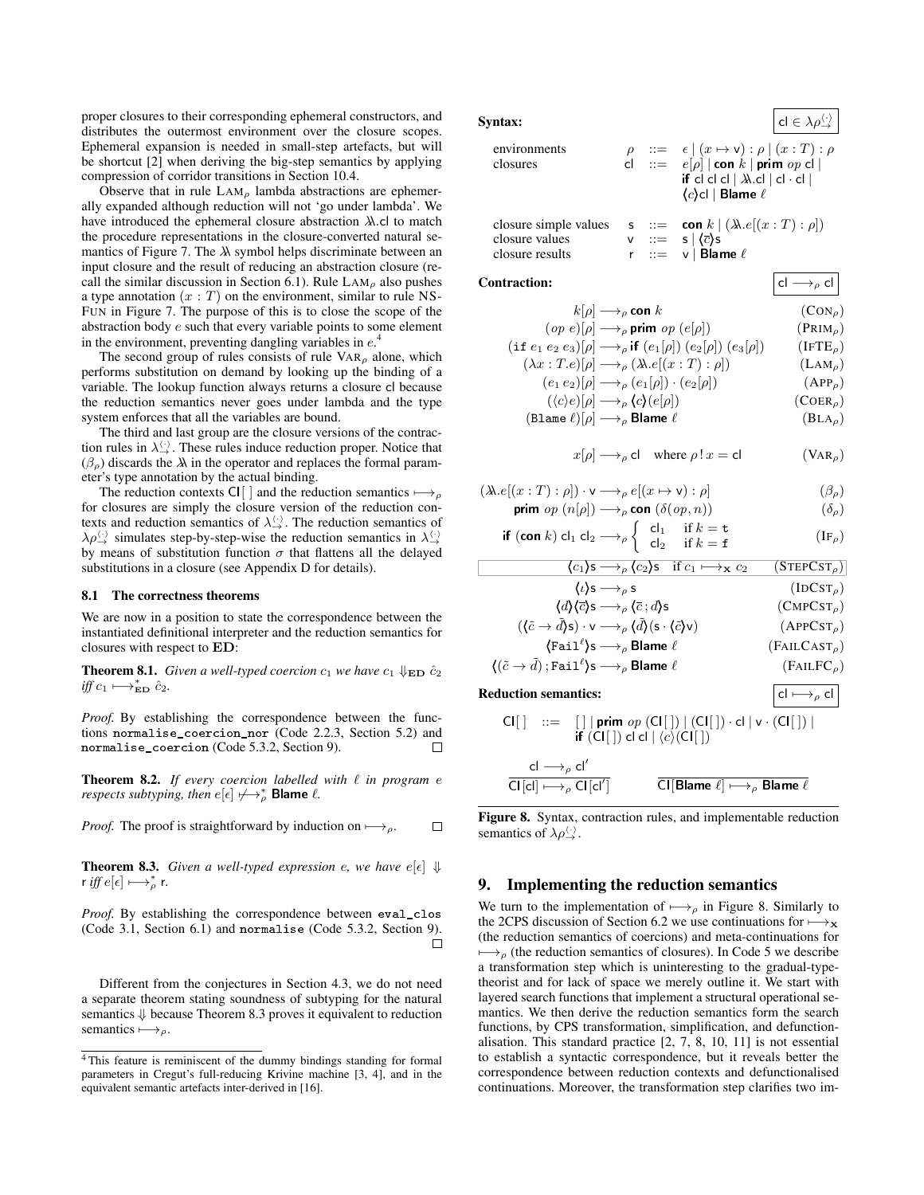proper closures to their corresponding ephemeral constructors, and distributes the outermost environment over the closure scopes. Ephemeral expansion is needed in small-step artefacts, but will be shortcut [2] when deriving the big-step semantics by applying compression of corridor transitions in Section 10.4.

Observe that in rule LAM$_\rho$ lambda abstractions are ephemerally expanded although reduction will not 'go under lambda'. We have introduced the ephemeral closure abstraction $\lambda\!\!\lambda.\mathsf{cl}$ to match the procedure representations in the closure-converted natural semantics of Figure 7. The $\lambda\!\!\lambda$ symbol helps discriminate between an input closure and the result of reducing an abstraction closure (recall the similar discussion in Section 6.1). Rule LAM$_\rho$ also pushes a type annotation $(x : T)$ on the environment, similar to rule NS-FUN in Figure 7. The purpose of this is to close the scope of the abstraction body $e$ such that every variable points to some element in the environment, preventing dangling variables in $e$.[4]

The second group of rules consists of rule VAR$_\rho$ alone, which performs substitution on demand by looking up the binding of a variable. The lookup function always returns a closure cl because the reduction semantics never goes under lambda and the type system enforces that all the variables are bound.

The third and last group are the closure versions of the contraction rules in $\lambda^{\langle\cdot\rangle}_{\rightarrow}$. These rules induce reduction proper. Notice that $(\beta_\rho)$ discards the $\lambda\!\!\lambda$ in the operator and replaces the formal parameter's type annotation by the actual binding.

The reduction contexts $\mathsf{Cl}[\,]$ and the reduction semantics $\longmapsto_\rho$ for closures are simply the closure version of the reduction contexts and reduction semantics of $\lambda^{\langle\cdot\rangle}_{\rightarrow}$. The reduction semantics of $\lambda\rho^{\langle\cdot\rangle}_{\rightarrow}$ simulates step-by-step-wise the reduction semantics in $\lambda^{\langle\cdot\rangle}_{\rightarrow}$ by means of substitution function $\sigma$ that flattens all the delayed substitutions in a closure (see Appendix D for details).

### 8.1 The correctness theorems

We are now in a position to state the correspondence between the instantiated definitional interpreter and the reduction semantics for closures with respect to **ED**:

**Theorem 8.1.** *Given a well-typed coercion $c_1$ we have $c_1 \Downarrow_{\mathbf{ED}} \hat{c}_2$ iff $c_1 \longmapsto^*_{\mathbf{ED}} \hat{c}_2$.*

*Proof.* By establishing the correspondence between the functions `normalise_coercion_nor` (Code 2.2.3, Section 5.2) and `normalise_coercion` (Code 5.3.2, Section 9). □

**Theorem 8.2.** *If every coercion labelled with $\ell$ in program $e$ respects subtyping, then $e[\epsilon] \not\longmapsto^*_\rho$ **Blame** $\ell$.*

*Proof.* The proof is straightforward by induction on $\longmapsto_\rho$. □

**Theorem 8.3.** *Given a well-typed expression $e$, we have $e[\epsilon] \Downarrow \mathsf{r}$ iff $e[\epsilon] \longmapsto^*_\rho \mathsf{r}$.*

*Proof.* By establishing the correspondence between `eval_clos` (Code 3.1, Section 6.1) and `normalise` (Code 5.3.2, Section 9). □

Different from the conjectures in Section 4.3, we do not need a separate theorem stating soundness of subtyping for the natural semantics $\Downarrow$ because Theorem 8.3 proves it equivalent to reduction semantics $\longmapsto_\rho$.

[4] This feature is reminiscent of the dummy bindings standing for formal parameters in Cregut's full-reducing Krivine machine [3, 4], and in the equivalent semantic artefacts inter-derived in [16].

**Syntax:** $\quad \boxed{\mathsf{cl} \in \lambda\rho^{\langle\cdot\rangle}_{\rightarrow}}$

$$
\begin{array}{llcl}
\text{environments} & \rho & ::= & \epsilon \mid (x \mapsto \mathsf{v}) : \rho \mid (x : T) : \rho \\
\text{closures} & \mathsf{cl} & ::= & e[\rho] \mid \textbf{con}\ k \mid \textbf{prim}\ op\ \mathsf{cl} \mid \\
& & & \textbf{if}\ \mathsf{cl}\ \mathsf{cl}\ \mathsf{cl} \mid \lambda\!\!\lambda.\mathsf{cl} \mid \mathsf{cl} \cdot \mathsf{cl} \mid \\
& & & \langle c \rangle \mathsf{cl} \mid \textbf{Blame}\ \ell \\
\\
\text{closure simple values} & \mathsf{s} & ::= & \textbf{con}\ k \mid (\lambda\!\!\lambda.e[(x:T):\rho]) \\
\text{closure values} & \mathsf{v} & ::= & \mathsf{s} \mid \langle \overline{c} \rangle \mathsf{s} \\
\text{closure results} & \mathsf{r} & ::= & \mathsf{v} \mid \textbf{Blame}\ \ell
\end{array}
$$

**Contraction:** $\quad \boxed{\mathsf{cl} \longrightarrow_\rho \mathsf{cl}}$

$$
\begin{array}{rcll}
k[\rho] & \longrightarrow_\rho & \textbf{con}\ k & (\text{CON}_\rho) \\
(op\ e)[\rho] & \longrightarrow_\rho & \textbf{prim}\ op\ (e[\rho]) & (\text{PRIM}_\rho) \\
(\texttt{if}\ e_1\ e_2\ e_3)[\rho] & \longrightarrow_\rho & \textbf{if}\ (e_1[\rho])\ (e_2[\rho])\ (e_3[\rho]) & (\text{IFTE}_\rho) \\
(\lambda x : T.e)[\rho] & \longrightarrow_\rho & (\lambda\!\!\lambda.e[(x:T):\rho]) & (\text{LAM}_\rho) \\
(e_1\ e_2)[\rho] & \longrightarrow_\rho & (e_1[\rho]) \cdot (e_2[\rho]) & (\text{APP}_\rho) \\
(\langle c \rangle e)[\rho] & \longrightarrow_\rho & \langle c \rangle (e[\rho]) & (\text{COER}_\rho) \\
(\texttt{Blame}\ \ell)[\rho] & \longrightarrow_\rho & \textbf{Blame}\ \ell & (\text{BLA}_\rho)
\end{array}
$$

$$
x[\rho] \longrightarrow_\rho \mathsf{cl} \quad \text{where } \rho\,!\,x = \mathsf{cl} \qquad (\text{VAR}_\rho)
$$

$$
\begin{array}{rcll}
(\lambda\!\!\lambda.e[(x:T):\rho]) \cdot \mathsf{v} & \longrightarrow_\rho & e[(x \mapsto \mathsf{v}) : \rho] & (\beta_\rho) \\
\textbf{prim}\ op\ (n[\rho]) & \longrightarrow_\rho & \textbf{con}\ (\delta(op, n)) & (\delta_\rho) \\
\textbf{if}\ (\textbf{con}\ k)\ \mathsf{cl}_1\ \mathsf{cl}_2 & \longrightarrow_\rho & \begin{cases} \mathsf{cl}_1 & \text{if } k = \mathtt{t} \\ \mathsf{cl}_2 & \text{if } k = \mathtt{f} \end{cases} & (\text{IF}_\rho)
\end{array}
$$

$$
\begin{array}{rcll}
\langle c_1 \rangle \mathsf{s} & \longrightarrow_\rho & \langle c_2 \rangle \mathsf{s} \quad \text{if } c_1 \longmapsto_{\mathbf{X}} c_2 & (\text{STEPCST}_\rho) \\
\langle \iota \rangle \mathsf{s} & \longrightarrow_\rho & \mathsf{s} & (\text{IDCST}_\rho) \\
\langle d \rangle \langle \overline{c} \rangle \mathsf{s} & \longrightarrow_\rho & \langle \overline{c}\,; d \rangle \mathsf{s} & (\text{CMPCST}_\rho) \\
(\langle \tilde{c} \rightarrow \tilde{d} \rangle \mathsf{s}) \cdot \mathsf{v} & \longrightarrow_\rho & \langle \tilde{d} \rangle (\mathsf{s} \cdot \langle \tilde{c} \rangle \mathsf{v}) & (\text{APPCST}_\rho) \\
\langle \texttt{Fail}^\ell \rangle \mathsf{s} & \longrightarrow_\rho & \textbf{Blame}\ \ell & (\text{FAILCAST}_\rho) \\
\langle (\tilde{c} \rightarrow \tilde{d})\,; \texttt{Fail}^\ell \rangle \mathsf{s} & \longrightarrow_\rho & \textbf{Blame}\ \ell & (\text{FAILFC}_\rho)
\end{array}
$$

**Reduction semantics:** $\quad \boxed{\mathsf{cl} \longmapsto_\rho \mathsf{cl}}$

$$
\begin{array}{rcl}
\mathsf{Cl}[\,] & ::= & [\,] \mid \textbf{prim}\ op\ (\mathsf{Cl}[\,]) \mid (\mathsf{Cl}[\,]) \cdot \mathsf{cl} \mid \mathsf{v} \cdot (\mathsf{Cl}[\,]) \mid \\
& & \textbf{if}\ (\mathsf{Cl}[\,])\ \mathsf{cl}\ \mathsf{cl} \mid \langle c \rangle (\mathsf{Cl}[\,])
\end{array}
$$

$$
\frac{\mathsf{cl} \longrightarrow_\rho \mathsf{cl}'}{\mathsf{Cl}[\mathsf{cl}] \longmapsto_\rho \mathsf{Cl}[\mathsf{cl}']} \qquad \frac{}{\mathsf{Cl}[\textbf{Blame}\ \ell] \longmapsto_\rho \textbf{Blame}\ \ell}
$$

**Figure 8.** Syntax, contraction rules, and implementable reduction semantics of $\lambda\rho^{\langle\cdot\rangle}_{\rightarrow}$.

## 9. Implementing the reduction semantics

We turn to the implementation of $\longmapsto_\rho$ in Figure 8. Similarly to the 2CPS discussion of Section 6.2 we use continuations for $\longmapsto_{\mathbf{X}}$ (the reduction semantics of coercions) and meta-continuations for $\longmapsto_\rho$ (the reduction semantics of closures). In Code 5 we describe a transformation step which is uninteresting to the gradual-type-theorist and for lack of space we merely outline it. We start with layered search functions that implement a structural operational semantics. We then derive the reduction semantics form the search functions, by CPS transformation, simplification, and defunctionalisation. This standard practice [2, 7, 8, 10, 11] is not essential to establish a syntactic correspondence, but it reveals better the correspondence between reduction contexts and defunctionalised continuations. Moreover, the transformation step clarifies two im-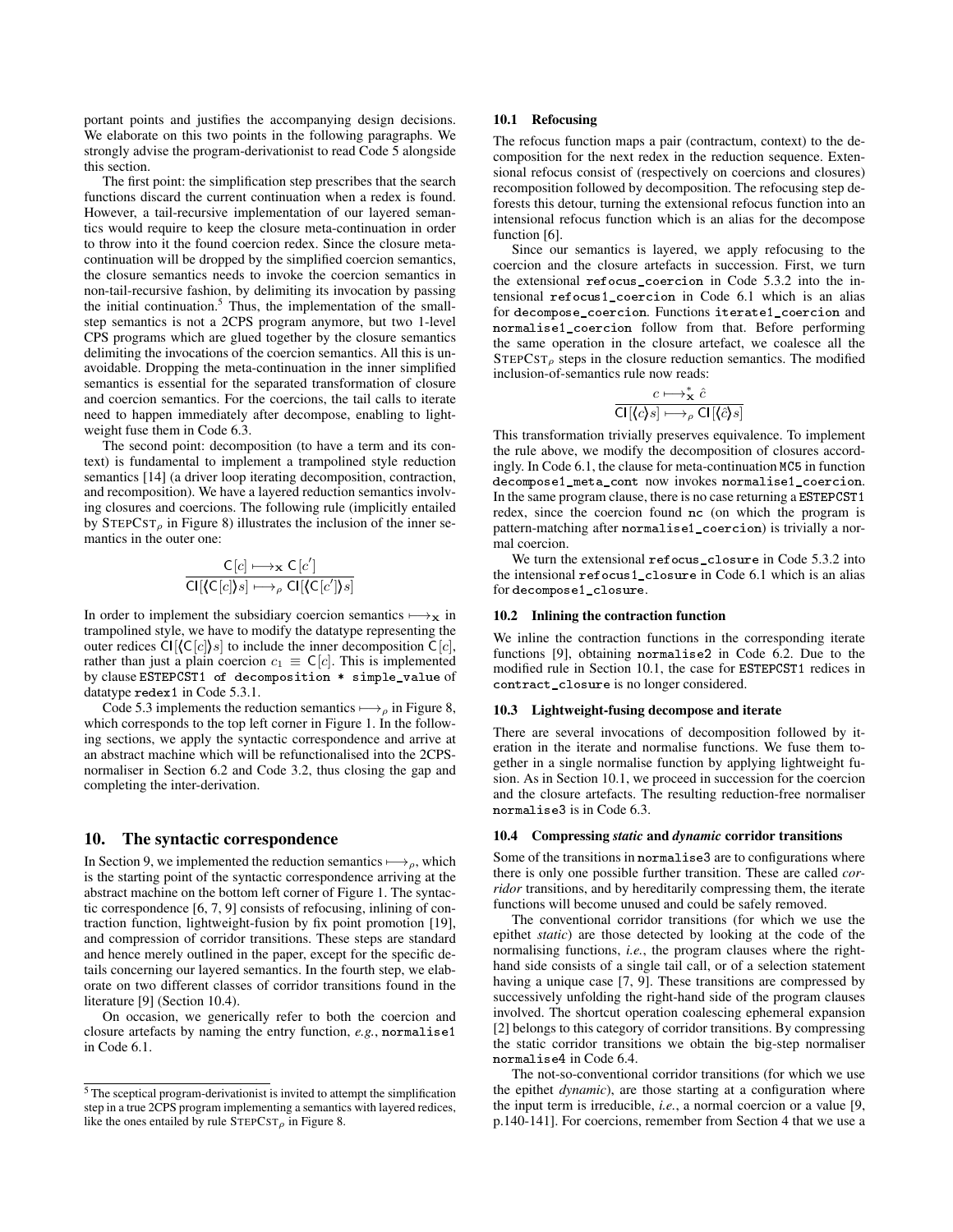portant points and justifies the accompanying design decisions. We elaborate on this two points in the following paragraphs. We strongly advise the program-derivationist to read Code 5 alongside this section.

The first point: the simplification step prescribes that the search functions discard the current continuation when a redex is found. However, a tail-recursive implementation of our layered semantics would require to keep the closure meta-continuation in order to throw into it the found coercion redex. Since the closure meta-continuation will be dropped by the simplified coercion semantics, the closure semantics needs to invoke the coercion semantics in non-tail-recursive fashion, by delimiting its invocation by passing the initial continuation.[5] Thus, the implementation of the small-step semantics is not a 2CPS program anymore, but two 1-level CPS programs which are glued together by the closure semantics delimiting the invocations of the coercion semantics. All this is unavoidable. Dropping the meta-continuation in the inner simplified semantics is essential for the separated transformation of closure and coercion semantics. For the coercions, the tail calls to iterate need to happen immediately after decompose, enabling to lightweight fuse them in Code 6.3.

The second point: decomposition (to have a term and its context) is fundamental to implement a trampolined style reduction semantics [14] (a driver loop iterating decomposition, contraction, and recomposition). We have a layered reduction semantics involving closures and coercions. The following rule (implicitly entailed by $\text{STEPCST}_\rho$ in Figure 8) illustrates the inclusion of the inner semantics in the outer one:

$$\frac{\mathsf{C}[c] \longmapsto_{\mathbf{x}} \mathsf{C}[c']}{\mathsf{Cl}[\langle\!\langle \mathsf{C}[c]\rangle\!\rangle s] \longmapsto_\rho \mathsf{Cl}[\langle\!\langle \mathsf{C}[c']\rangle\!\rangle s]}$$

In order to implement the subsidiary coercion semantics $\longmapsto_{\mathbf{x}}$ in trampolined style, we have to modify the datatype representing the outer redices $\mathsf{Cl}[\langle\!\langle \mathsf{C}[c]\rangle\!\rangle s]$ to include the inner decomposition $\mathsf{C}[c]$, rather than just a plain coercion $c_1 \equiv \mathsf{C}[c]$. This is implemented by clause `ESTEPCST1 of decomposition * simple_value` of datatype `redex1` in Code 5.3.1.

Code 5.3 implements the reduction semantics $\longmapsto_\rho$ in Figure 8, which corresponds to the top left corner in Figure 1. In the following sections, we apply the syntactic correspondence and arrive at an abstract machine which will be refunctionalised into the 2CPS-normaliser in Section 6.2 and Code 3.2, thus closing the gap and completing the inter-derivation.

## 10. The syntactic correspondence

In Section 9, we implemented the reduction semantics $\longmapsto_\rho$, which is the starting point of the syntactic correspondence arriving at the abstract machine on the bottom left corner of Figure 1. The syntactic correspondence [6, 7, 9] consists of refocusing, inlining of contraction function, lightweight-fusion by fix point promotion [19], and compression of corridor transitions. These steps are standard and hence merely outlined in the paper, except for the specific details concerning our layered semantics. In the fourth step, we elaborate on two different classes of corridor transitions found in the literature [9] (Section 10.4).

On occasion, we generically refer to both the coercion and closure artefacts by naming the entry function, *e.g.*, `normalise1` in Code 6.1.

[5] The sceptical program-derivationist is invited to attempt the simplification step in a true 2CPS program implementing a semantics with layered redices, like the ones entailed by rule $\text{STEPCST}_\rho$ in Figure 8.

### 10.1 Refocusing

The refocus function maps a pair (contractum, context) to the decomposition for the next redex in the reduction sequence. Extensional refocus consist of (respectively on coercions and closures) recomposition followed by decomposition. The refocusing step deforests this detour, turning the extensional refocus function into an intensional refocus function which is an alias for the decompose function [6].

Since our semantics is layered, we apply refocusing to the coercion and the closure artefacts in succession. First, we turn the extensional `refocus_coercion` in Code 5.3.2 into the intensional `refocus1_coercion` in Code 6.1 which is an alias for `decompose_coercion`. Functions `iterate1_coercion` and `normalise1_coercion` follow from that. Before performing the same operation in the closure artefact, we coalesce all the $\text{STEPCST}_\rho$ steps in the closure reduction semantics. The modified inclusion-of-semantics rule now reads:

$$\frac{c \longmapsto^*_{\mathbf{x}} \hat{c}}{\mathsf{Cl}[\langle\!\langle c\rangle\!\rangle s] \longmapsto_\rho \mathsf{Cl}[\langle\!\langle \hat{c}\rangle\!\rangle s]}$$

This transformation trivially preserves equivalence. To implement the rule above, we modify the decomposition of closures accordingly. In Code 6.1, the clause for meta-continuation `MC5` in function `decompose1_meta_cont` now invokes `normalise1_coercion`. In the same program clause, there is no case returning a `ESTEPCST1` redex, since the coercion found `nc` (on which the program is pattern-matching after `normalise1_coercion`) is trivially a normal coercion.

We turn the extensional `refocus_closure` in Code 5.3.2 into the intensional `refocus1_closure` in Code 6.1 which is an alias for `decompose1_closure`.

### 10.2 Inlining the contraction function

We inline the contraction functions in the corresponding iterate functions [9], obtaining `normalise2` in Code 6.2. Due to the modified rule in Section 10.1, the case for `ESTEPCST1` redices in `contract_closure` is no longer considered.

### 10.3 Lightweight-fusing decompose and iterate

There are several invocations of decomposition followed by iteration in the iterate and normalise functions. We fuse them together in a single normalise function by applying lightweight fusion. As in Section 10.1, we proceed in succession for the coercion and the closure artefacts. The resulting reduction-free normaliser `normalise3` is in Code 6.3.

### 10.4 Compressing *static* and *dynamic* corridor transitions

Some of the transitions in `normalise3` are to configurations where there is only one possible further transition. These are called *corridor* transitions, and by hereditarily compressing them, the iterate functions will become unused and could be safely removed.

The conventional corridor transitions (for which we use the epithet *static*) are those detected by looking at the code of the normalising functions, *i.e.*, the program clauses where the right-hand side consists of a single tail call, or of a selection statement having a unique case [7, 9]. These transitions are compressed by successively unfolding the right-hand side of the program clauses involved. The shortcut operation coalescing ephemeral expansion [2] belongs to this category of corridor transitions. By compressing the static corridor transitions we obtain the big-step normaliser `normalise4` in Code 6.4.

The not-so-conventional corridor transitions (for which we use the epithet *dynamic*), are those starting at a configuration where the input term is irreducible, *i.e.*, a normal coercion or a value [9, p.140-141]. For coercions, remember from Section 4 that we use a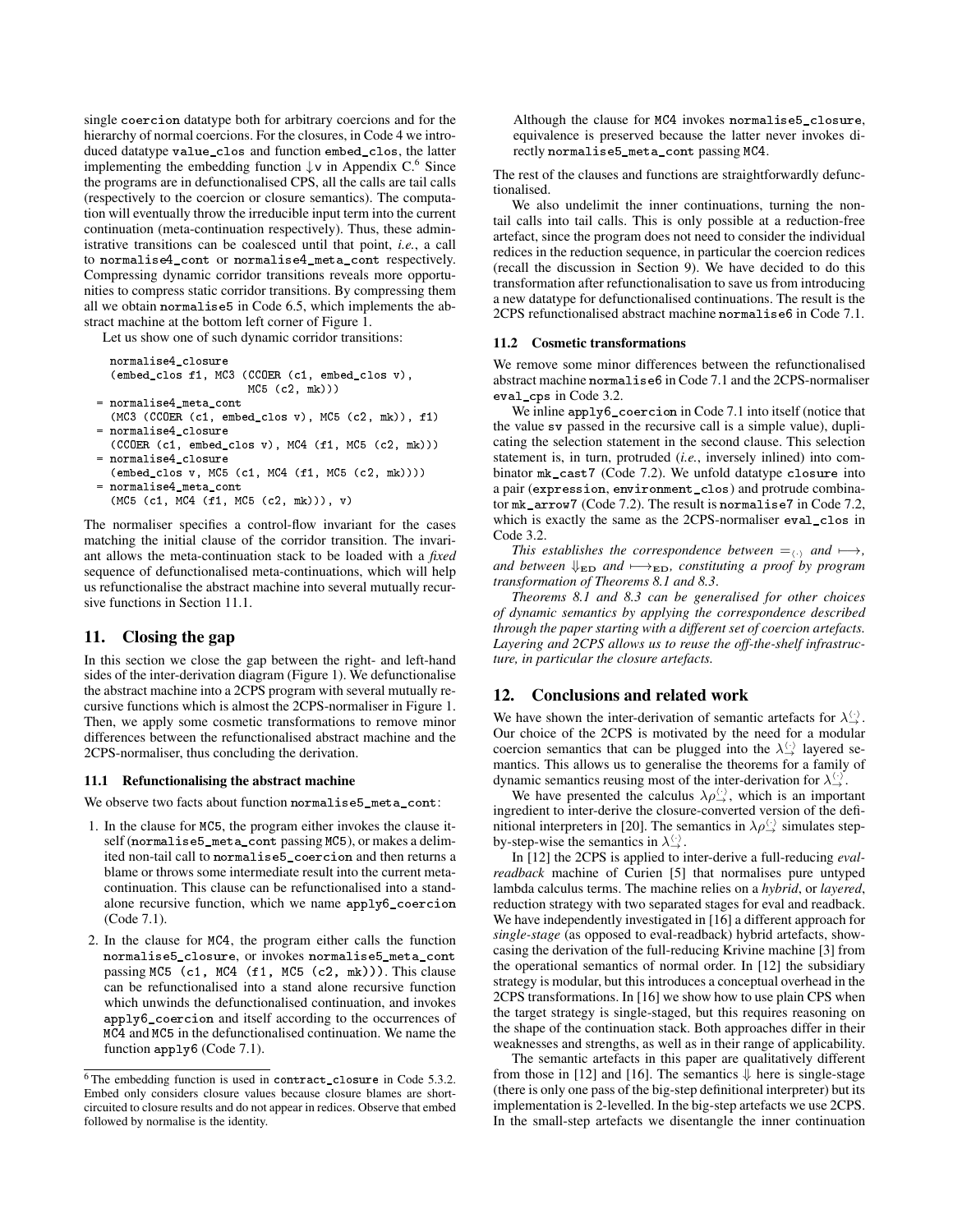single coercion datatype both for arbitrary coercions and for the hierarchy of normal coercions. For the closures, in Code 4 we introduced datatype value_clos and function embed_clos, the latter implementing the embedding function $\downarrow v$ in Appendix C.[6] Since the programs are in defunctionalised CPS, all the calls are tail calls (respectively to the coercion or closure semantics). The computation will eventually throw the irreducible input term into the current continuation (meta-continuation respectively). Thus, these administrative transitions can be coalesced until that point, *i.e.*, a call to normalise4_cont or normalise4_meta_cont respectively. Compressing dynamic corridor transitions reveals more opportunities to compress static corridor transitions. By compressing them all we obtain normalise5 in Code 6.5, which implements the abstract machine at the bottom left corner of Figure 1.

Let us show one of such dynamic corridor transitions:

```
  normalise4_closure
  (embed_clos f1, MC3 (CCOER (c1, embed_clos v),
                       MC5 (c2, mk)))
= normalise4_meta_cont
  (MC3 (CCOER (c1, embed_clos v), MC5 (c2, mk)), f1)
= normalise4_closure
  (CCOER (c1, embed_clos v), MC4 (f1, MC5 (c2, mk)))
= normalise4_closure
  (embed_clos v, MC5 (c1, MC4 (f1, MC5 (c2, mk))))
= normalise4_meta_cont
  (MC5 (c1, MC4 (f1, MC5 (c2, mk))), v)
```

The normaliser specifies a control-flow invariant for the cases matching the initial clause of the corridor transition. The invariant allows the meta-continuation stack to be loaded with a *fixed* sequence of defunctionalised meta-continuations, which will help us refunctionalise the abstract machine into several mutually recursive functions in Section 11.1.

## 11. Closing the gap

In this section we close the gap between the right- and left-hand sides of the inter-derivation diagram (Figure 1). We defunctionalise the abstract machine into a 2CPS program with several mutually recursive functions which is almost the 2CPS-normaliser in Figure 1. Then, we apply some cosmetic transformations to remove minor differences between the refunctionalised abstract machine and the 2CPS-normaliser, thus concluding the derivation.

### 11.1 Refunctionalising the abstract machine

We observe two facts about function normalise5_meta_cont:

1. In the clause for MC5, the program either invokes the clause itself (normalise5_meta_cont passing MC5), or makes a delimited non-tail call to normalise5_coercion and then returns a blame or throws some intermediate result into the current meta-continuation. This clause can be refunctionalised into a standalone recursive function, which we name apply6_coercion (Code 7.1).
2. In the clause for MC4, the program either calls the function normalise5_closure, or invokes normalise5_meta_cont passing MC5 (c1, MC4 (f1, MC5 (c2, mk))). This clause can be refunctionalised into a stand alone recursive function which unwinds the defunctionalised continuation, and invokes apply6_coercion and itself according to the occurrences of MC4 and MC5 in the defunctionalised continuation. We name the function apply6 (Code 7.1).

   Although the clause for MC4 invokes normalise5_closure, equivalence is preserved because the latter never invokes directly normalise5_meta_cont passing MC4.

The rest of the clauses and functions are straightforwardly defunctionalised.

We also undelimit the inner continuations, turning the non-tail calls into tail calls. This is only possible at a reduction-free artefact, since the program does not need to consider the individual redices in the reduction sequence, in particular the coercion redices (recall the discussion in Section 9). We have decided to do this transformation after refunctionalisation to save us from introducing a new datatype for defunctionalised continuations. The result is the 2CPS refunctionalised abstract machine normalise6 in Code 7.1.

### 11.2 Cosmetic transformations

We remove some minor differences between the refunctionalised abstract machine normalise6 in Code 7.1 and the 2CPS-normaliser eval_cps in Code 3.2.

We inline apply6_coercion in Code 7.1 into itself (notice that the value sv passed in the recursive call is a simple value), duplicating the selection statement in the second clause. This selection statement is, in turn, protruded (*i.e.*, inversely inlined) into combinator mk_cast7 (Code 7.2). We unfold datatype closure into a pair (expression, environment_clos) and protrude combinator mk_arrow7 (Code 7.2). The result is normalise7 in Code 7.2, which is exactly the same as the 2CPS-normaliser eval_clos in Code 3.2.

*This establishes the correspondence between $=_{\langle\cdot\rangle}$ and $\longmapsto$, and between $\Downarrow_{\mathbf{ED}}$ and $\longmapsto_{\mathbf{ED}}$, constituting a proof by program transformation of Theorems 8.1 and 8.3.*

*Theorems 8.1 and 8.3 can be generalised for other choices of dynamic semantics by applying the correspondence described through the paper starting with a different set of coercion artefacts. Layering and 2CPS allows us to reuse the off-the-shelf infrastructure, in particular the closure artefacts.*

## 12. Conclusions and related work

We have shown the inter-derivation of semantic artefacts for $\lambda^{\langle\cdot\rangle}_{\rightarrow}$. Our choice of the 2CPS is motivated by the need for a modular coercion semantics that can be plugged into the $\lambda^{\langle\cdot\rangle}_{\rightarrow}$ layered semantics. This allows us to generalise the theorems for a family of dynamic semantics reusing most of the inter-derivation for $\lambda^{\langle\cdot\rangle}_{\rightarrow}$.

We have presented the calculus $\lambda\rho^{\langle\cdot\rangle}_{\rightarrow}$, which is an important ingredient to inter-derive the closure-converted version of the definitional interpreters in [20]. The semantics in $\lambda\rho^{\langle\cdot\rangle}_{\rightarrow}$ simulates step-by-step-wise the semantics in $\lambda^{\langle\cdot\rangle}_{\rightarrow}$.

In [12] the 2CPS is applied to inter-derive a full-reducing *eval-readback* machine of Curien [5] that normalises pure untyped lambda calculus terms. The machine relies on a *hybrid*, or *layered*, reduction strategy with two separated stages for eval and readback. We have independently investigated in [16] a different approach for *single-stage* (as opposed to eval-readback) hybrid artefacts, showcasing the derivation of the full-reducing Krivine machine [3] from the operational semantics of normal order. In [12] the subsidiary strategy is modular, but this introduces a conceptual overhead in the 2CPS transformations. In [16] we show how to use plain CPS when the target strategy is single-staged, but this requires reasoning on the shape of the continuation stack. Both approaches differ in their weaknesses and strengths, as well as in their range of applicability.

The semantic artefacts in this paper are qualitatively different from those in [12] and [16]. The semantics $\Downarrow$ here is single-stage (there is only one pass of the big-step definitional interpreter) but its implementation is 2-levelled. In the big-step artefacts we use 2CPS. In the small-step artefacts we disentangle the inner continuation

[6] The embedding function is used in contract_closure in Code 5.3.2. Embed only considers closure values because closure blames are short-circuited to closure results and do not appear in redices. Observe that embed followed by normalise is the identity.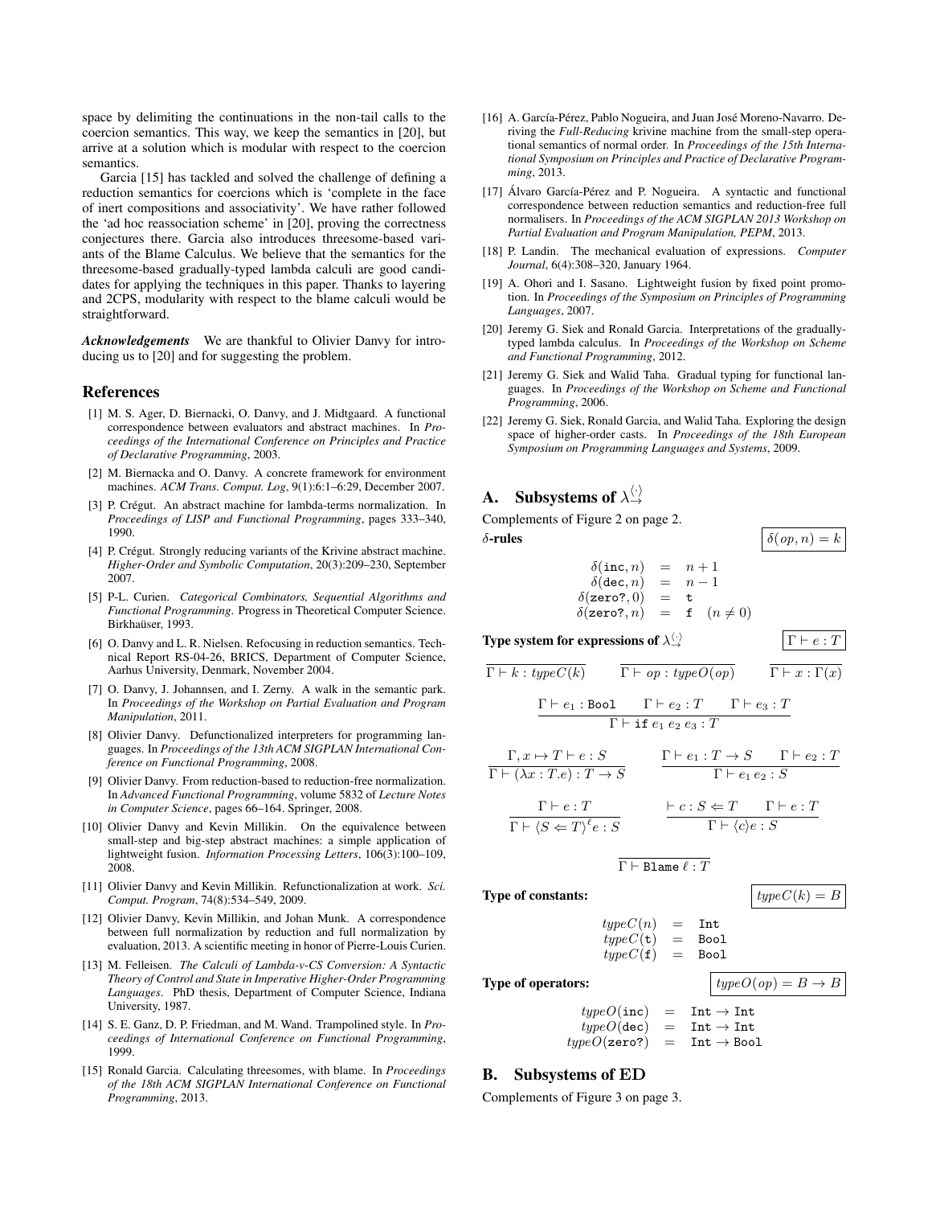space by delimiting the continuations in the non-tail calls to the coercion semantics. This way, we keep the semantics in [20], but arrive at a solution which is modular with respect to the coercion semantics.

Garcia [15] has tackled and solved the challenge of defining a reduction semantics for coercions which is 'complete in the face of inert compositions and associativity'. We have rather followed the 'ad hoc reassociation scheme' in [20], proving the correctness conjectures there. Garcia also introduces threesome-based variants of the Blame Calculus. We believe that the semantics for the threesome-based gradually-typed lambda calculi are good candidates for applying the techniques in this paper. Thanks to layering and 2CPS, modularity with respect to the blame calculi would be straightforward.

***Acknowledgements*** We are thankful to Olivier Danvy for introducing us to [20] and for suggesting the problem.

## References

[1] M. S. Ager, D. Biernacki, O. Danvy, and J. Midtgaard. A functional correspondence between evaluators and abstract machines. In *Proceedings of the International Conference on Principles and Practice of Declarative Programming*, 2003.

[2] M. Biernacka and O. Danvy. A concrete framework for environment machines. *ACM Trans. Comput. Log*, 9(1):6:1–6:29, December 2007.

[3] P. Crégut. An abstract machine for lambda-terms normalization. In *Proceedings of LISP and Functional Programming*, pages 333–340, 1990.

[4] P. Crégut. Strongly reducing variants of the Krivine abstract machine. *Higher-Order and Symbolic Computation*, 20(3):209–230, September 2007.

[5] P-L. Curien. *Categorical Combinators, Sequential Algorithms and Functional Programming*. Progress in Theoretical Computer Science. Birkhaüser, 1993.

[6] O. Danvy and L. R. Nielsen. Refocusing in reduction semantics. Technical Report RS-04-26, BRICS, Department of Computer Science, Aarhus University, Denmark, November 2004.

[7] O. Danvy, J. Johannsen, and I. Zerny. A walk in the semantic park. In *Proceedings of the Workshop on Partial Evaluation and Program Manipulation*, 2011.

[8] Olivier Danvy. Defunctionalized interpreters for programming languages. In *Proceedings of the 13th ACM SIGPLAN International Conference on Functional Programming*, 2008.

[9] Olivier Danvy. From reduction-based to reduction-free normalization. In *Advanced Functional Programming*, volume 5832 of *Lecture Notes in Computer Science*, pages 66–164. Springer, 2008.

[10] Olivier Danvy and Kevin Millikin. On the equivalence between small-step and big-step abstract machines: a simple application of lightweight fusion. *Information Processing Letters*, 106(3):100–109, 2008.

[11] Olivier Danvy and Kevin Millikin. Refunctionalization at work. *Sci. Comput. Program*, 74(8):534–549, 2009.

[12] Olivier Danvy, Kevin Millikin, and Johan Munk. A correspondence between full normalization by reduction and full normalization by evaluation, 2013. A scientific meeting in honor of Pierre-Louis Curien.

[13] M. Felleisen. *The Calculi of Lambda-v-CS Conversion: A Syntactic Theory of Control and State in Imperative Higher-Order Programming Languages*. PhD thesis, Department of Computer Science, Indiana University, 1987.

[14] S. E. Ganz, D. P. Friedman, and M. Wand. Trampolined style. In *Proceedings of International Conference on Functional Programming*, 1999.

[15] Ronald Garcia. Calculating threesomes, with blame. In *Proceedings of the 18th ACM SIGPLAN International Conference on Functional Programming*, 2013.

[16] A. García-Pérez, Pablo Nogueira, and Juan José Moreno-Navarro. Deriving the *Full-Reducing* krivine machine from the small-step operational semantics of normal order. In *Proceedings of the 15th International Symposium on Principles and Practice of Declarative Programming*, 2013.

[17] Álvaro García-Pérez and P. Nogueira. A syntactic and functional correspondence between reduction semantics and reduction-free full normalisers. In *Proceedings of the ACM SIGPLAN 2013 Workshop on Partial Evaluation and Program Manipulation, PEPM*, 2013.

[18] P. Landin. The mechanical evaluation of expressions. *Computer Journal*, 6(4):308–320, January 1964.

[19] A. Ohori and I. Sasano. Lightweight fusion by fixed point promotion. In *Proceedings of the Symposium on Principles of Programming Languages*, 2007.

[20] Jeremy G. Siek and Ronald Garcia. Interpretations of the gradually-typed lambda calculus. In *Proceedings of the Workshop on Scheme and Functional Programming*, 2012.

[21] Jeremy G. Siek and Walid Taha. Gradual typing for functional languages. In *Proceedings of the Workshop on Scheme and Functional Programming*, 2006.

[22] Jeremy G. Siek, Ronald Garcia, and Walid Taha. Exploring the design space of higher-order casts. In *Proceedings of the 18th European Symposium on Programming Languages and Systems*, 2009.

## A. Subsystems of $\lambda^{\langle\cdot\rangle}_{\rightarrow}$

Complements of Figure 2 on page 2.

**$\delta$-rules** $\quad \boxed{\delta(op, n) = k}$

$$
\begin{aligned}
\delta(\texttt{inc}, n) &= n + 1 \\
\delta(\texttt{dec}, n) &= n - 1 \\
\delta(\texttt{zero?}, 0) &= \texttt{t} \\
\delta(\texttt{zero?}, n) &= \texttt{f} \quad (n \neq 0)
\end{aligned}
$$

**Type system for expressions of $\lambda^{\langle\cdot\rangle}_{\rightarrow}$** $\quad \boxed{\Gamma \vdash e : T}$

$$
\frac{}{\Gamma \vdash k : typeC(k)} \qquad \frac{}{\Gamma \vdash op : typeO(op)} \qquad \frac{}{\Gamma \vdash x : \Gamma(x)}
$$

$$
\frac{\Gamma \vdash e_1 : \texttt{Bool} \qquad \Gamma \vdash e_2 : T \qquad \Gamma \vdash e_3 : T}{\Gamma \vdash \texttt{if}\ e_1\ e_2\ e_3 : T}
$$

$$
\frac{\Gamma, x \mapsto T \vdash e : S}{\Gamma \vdash (\lambda x : T.e) : T \to S} \qquad \frac{\Gamma \vdash e_1 : T \to S \qquad \Gamma \vdash e_2 : T}{\Gamma \vdash e_1\ e_2 : S}
$$

$$
\frac{\Gamma \vdash e : T}{\Gamma \vdash \langle S \Leftarrow T\rangle^{\ell} e : S} \qquad \frac{\vdash c : S \Leftarrow T \qquad \Gamma \vdash e : T}{\Gamma \vdash \langle c \rangle e : S}
$$

$$
\frac{}{\Gamma \vdash \texttt{Blame}\ \ell : T}
$$

**Type of constants:** $\quad \boxed{typeC(k) = B}$

$$
\begin{aligned}
typeC(n) &= \texttt{Int} \\
typeC(\texttt{t}) &= \texttt{Bool} \\
typeC(\texttt{f}) &= \texttt{Bool}
\end{aligned}
$$

**Type of operators:** $\quad \boxed{typeO(op) = B \to B}$

$$
\begin{aligned}
typeO(\texttt{inc}) &= \texttt{Int} \to \texttt{Int} \\
typeO(\texttt{dec}) &= \texttt{Int} \to \texttt{Int} \\
typeO(\texttt{zero?}) &= \texttt{Int} \to \texttt{Bool}
\end{aligned}
$$

## B. Subsystems of ED

Complements of Figure 3 on page 3.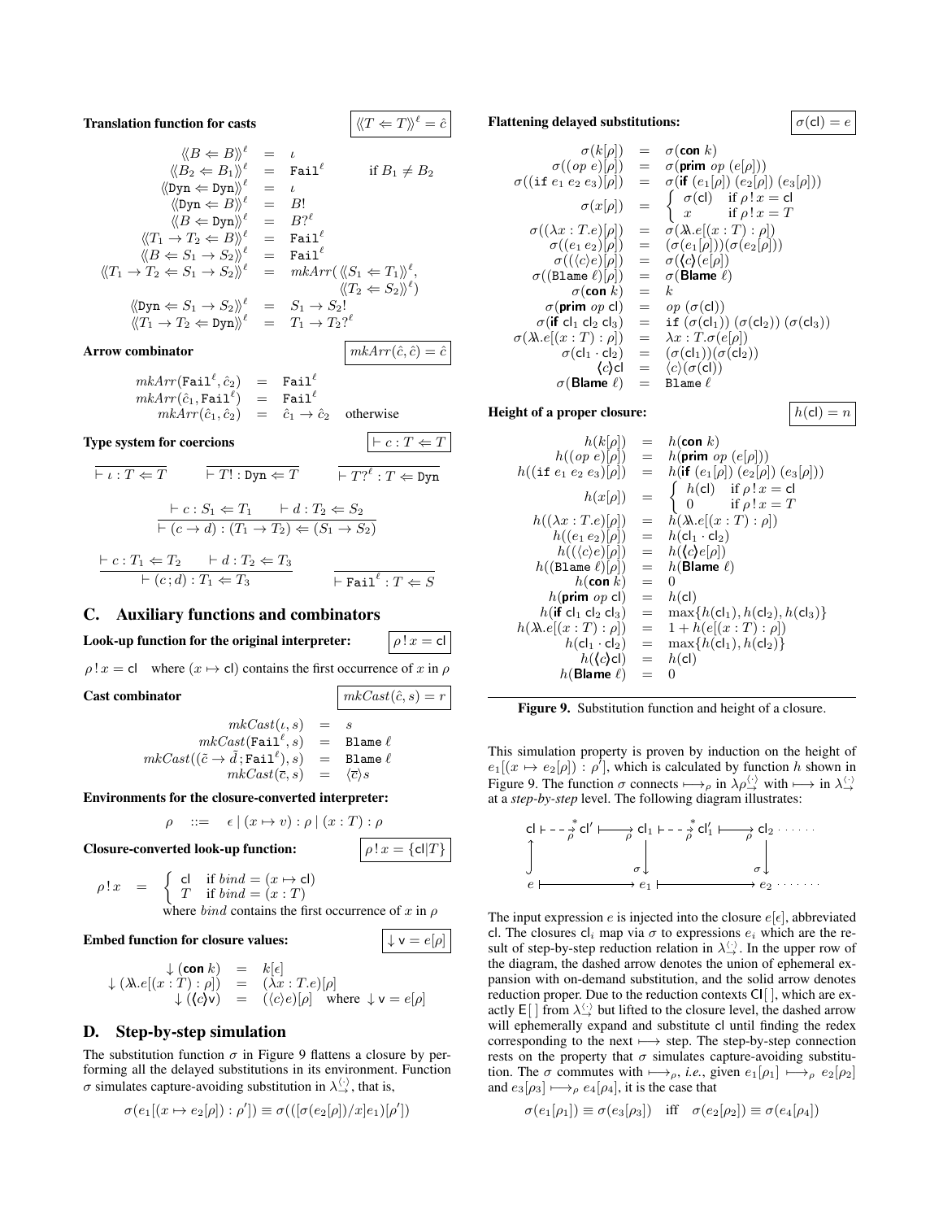**Translation function for casts** $\boxed{\langle\!\langle T \Leftarrow T \rangle\!\rangle^\ell = \hat{c}}$

$$
\begin{array}{rcll}
\langle\!\langle B \Leftarrow B \rangle\!\rangle^\ell &=& \iota & \\
\langle\!\langle B_2 \Leftarrow B_1 \rangle\!\rangle^\ell &=& \mathtt{Fail}^\ell & \text{if } B_1 \neq B_2 \\
\langle\!\langle \mathtt{Dyn} \Leftarrow \mathtt{Dyn} \rangle\!\rangle^\ell &=& \iota & \\
\langle\!\langle \mathtt{Dyn} \Leftarrow B \rangle\!\rangle^\ell &=& B! & \\
\langle\!\langle B \Leftarrow \mathtt{Dyn} \rangle\!\rangle^\ell &=& B?^\ell & \\
\langle\!\langle T_1 \to T_2 \Leftarrow B \rangle\!\rangle^\ell &=& \mathtt{Fail}^\ell & \\
\langle\!\langle B \Leftarrow S_1 \to S_2 \rangle\!\rangle^\ell &=& \mathtt{Fail}^\ell & \\
\langle\!\langle T_1 \to T_2 \Leftarrow S_1 \to S_2 \rangle\!\rangle^\ell &=& mkArr(\langle\!\langle S_1 \Leftarrow T_1 \rangle\!\rangle^\ell, & \\
&& \quad \langle\!\langle T_2 \Leftarrow S_2 \rangle\!\rangle^\ell) & \\
\langle\!\langle \mathtt{Dyn} \Leftarrow S_1 \to S_2 \rangle\!\rangle^\ell &=& S_1 \to S_2! & \\
\langle\!\langle T_1 \to T_2 \Leftarrow \mathtt{Dyn} \rangle\!\rangle^\ell &=& T_1 \to T_2?^\ell &
\end{array}
$$

**Arrow combinator** $\boxed{mkArr(\hat{c}, \hat{c}) = \hat{c}}$

$$
\begin{array}{rcll}
mkArr(\mathtt{Fail}^\ell, \hat{c}_2) &=& \mathtt{Fail}^\ell & \\
mkArr(\hat{c}_1, \mathtt{Fail}^\ell) &=& \mathtt{Fail}^\ell & \\
mkArr(\hat{c}_1, \hat{c}_2) &=& \hat{c}_1 \to \hat{c}_2 & \text{otherwise}
\end{array}
$$

**Type system for coercions** $\boxed{\vdash c : T \Leftarrow T}$

$$
\frac{}{\vdash \iota : T \Leftarrow T} \qquad \frac{}{\vdash T! : \mathtt{Dyn} \Leftarrow T} \qquad \frac{}{\vdash T?^\ell : T \Leftarrow \mathtt{Dyn}}
$$

$$
\frac{\vdash c : S_1 \Leftarrow T_1 \qquad \vdash d : T_2 \Leftarrow S_2}{\vdash (c \to d) : (T_1 \to T_2) \Leftarrow (S_1 \to S_2)}
$$

$$
\frac{\vdash c : T_1 \Leftarrow T_2 \qquad \vdash d : T_2 \Leftarrow T_3}{\vdash (c\,;d) : T_1 \Leftarrow T_3} \qquad \frac{}{\vdash \mathtt{Fail}^\ell : T \Leftarrow S}
$$

## C. Auxiliary functions and combinators

**Look-up function for the original interpreter:** $\boxed{\rho\,!\,x = \mathsf{cl}}$

$\rho\,!\,x = \mathsf{cl}$ where $(x \mapsto \mathsf{cl})$ contains the first occurrence of $x$ in $\rho$

**Cast combinator** $\boxed{mkCast(\hat{c}, s) = r}$

$$
\begin{array}{rcl}
mkCast(\iota, s) &=& s \\
mkCast(\mathtt{Fail}^\ell, s) &=& \mathtt{Blame}\ \ell \\
mkCast((\tilde{c} \to \tilde{d}\,; \mathtt{Fail}^\ell), s) &=& \mathtt{Blame}\ \ell \\
mkCast(\overline{c}, s) &=& \langle \overline{c} \rangle s
\end{array}
$$

**Environments for the closure-converted interpreter:**

$$
\rho \quad ::= \quad \epsilon \mid (x \mapsto v) : \rho \mid (x : T) : \rho
$$

**Closure-converted look-up function:** $\boxed{\rho\,!\,x = \{\mathsf{cl} | T\}}$

$$
\rho\,!\,x \quad = \quad \begin{cases} \mathsf{cl} & \text{if } bind = (x \mapsto \mathsf{cl}) \\ T & \text{if } bind = (x : T) \end{cases}
$$

where $bind$ contains the first occurrence of $x$ in $\rho$

**Embed function for closure values:** $\boxed{\downarrow \mathsf{v} = e[\rho]}$

$$
\begin{array}{rcl}
\downarrow (\mathbf{con}\ k) &=& k[\epsilon] \\
\downarrow (\lambda\!\!\lambda.e[(x : T) : \rho]) &=& (\lambda x : T.e)[\rho] \\
\downarrow (\langle\!\!\langle c \rangle\!\!\rangle \mathsf{v}) &=& (\langle c \rangle e)[\rho] \quad \text{where } \downarrow \mathsf{v} = e[\rho]
\end{array}
$$

## D. Step-by-step simulation

The substitution function $\sigma$ in Figure 9 flattens a closure by performing all the delayed substitutions in its environment. Function $\sigma$ simulates capture-avoiding substitution in $\lambda^{\langle\cdot\rangle}_{\to}$, that is,

$$
\sigma(e_1[(x \mapsto e_2[\rho]) : \rho']) \equiv \sigma(([\sigma(e_2[\rho])/x]e_1)[\rho'])
$$

**Flattening delayed substitutions:** $\boxed{\sigma(\mathsf{cl}) = e}$

$$
\begin{array}{rcl}
\sigma(k[\rho]) &=& \sigma(\mathbf{con}\ k) \\
\sigma((op\ e)[\rho]) &=& \sigma(\mathbf{prim}\ op\ (e[\rho])) \\
\sigma((\mathtt{if}\ e_1\ e_2\ e_3)[\rho]) &=& \sigma(\mathbf{if}\ (e_1[\rho])\ (e_2[\rho])\ (e_3[\rho])) \\
\sigma(x[\rho]) &=& \begin{cases} \sigma(\mathsf{cl}) & \text{if } \rho\,!\,x = \mathsf{cl} \\ x & \text{if } \rho\,!\,x = T \end{cases} \\
\sigma((\lambda x : T.e)[\rho]) &=& \sigma(\lambda\!\!\lambda.e[(x : T) : \rho]) \\
\sigma((e_1\ e_2)[\rho]) &=& (\sigma(e_1[\rho]))(\sigma(e_2[\rho])) \\
\sigma((\langle c \rangle e)[\rho]) &=& \sigma(\langle\!\!\langle c \rangle\!\!\rangle (e[\rho])) \\
\sigma((\mathtt{Blame}\ \ell)[\rho]) &=& \sigma(\mathbf{Blame}\ \ell) \\
\sigma(\mathbf{con}\ k) &=& k \\
\sigma(\mathbf{prim}\ op\ \mathsf{cl}) &=& op\ (\sigma(\mathsf{cl})) \\
\sigma(\mathbf{if}\ \mathsf{cl}_1\ \mathsf{cl}_2\ \mathsf{cl}_3) &=& \mathtt{if}\ (\sigma(\mathsf{cl}_1))\ (\sigma(\mathsf{cl}_2))\ (\sigma(\mathsf{cl}_3)) \\
\sigma(\lambda\!\!\lambda.e[(x : T) : \rho]) &=& \lambda x : T.\sigma(e[\rho]) \\
\sigma(\mathsf{cl}_1 \cdot \mathsf{cl}_2) &=& (\sigma(\mathsf{cl}_1))(\sigma(\mathsf{cl}_2)) \\
\langle\!\!\langle c \rangle\!\!\rangle \mathsf{cl} &=& \langle c \rangle (\sigma(\mathsf{cl})) \\
\sigma(\mathbf{Blame}\ \ell) &=& \mathtt{Blame}\ \ell
\end{array}
$$

**Height of a proper closure:** $\boxed{h(\mathsf{cl}) = n}$

$$
\begin{array}{rcl}
h(k[\rho]) &=& h(\mathbf{con}\ k) \\
h((op\ e)[\rho]) &=& h(\mathbf{prim}\ op\ (e[\rho])) \\
h((\mathtt{if}\ e_1\ e_2\ e_3)[\rho]) &=& h(\mathbf{if}\ (e_1[\rho])\ (e_2[\rho])\ (e_3[\rho])) \\
h(x[\rho]) &=& \begin{cases} h(\mathsf{cl}) & \text{if } \rho\,!\,x = \mathsf{cl} \\ 0 & \text{if } \rho\,!\,x = T \end{cases} \\
h((\lambda x : T.e)[\rho]) &=& h(\lambda\!\!\lambda.e[(x : T) : \rho]) \\
h((e_1\ e_2)[\rho]) &=& h(\mathsf{cl}_1 \cdot \mathsf{cl}_2) \\
h((\langle c \rangle e)[\rho]) &=& h(\langle\!\!\langle c \rangle\!\!\rangle e[\rho]) \\
h((\mathtt{Blame}\ \ell)[\rho]) &=& h(\mathbf{Blame}\ \ell) \\
h(\mathbf{con}\ k) &=& 0 \\
h(\mathbf{prim}\ op\ \mathsf{cl}) &=& h(\mathsf{cl}) \\
h(\mathbf{if}\ \mathsf{cl}_1\ \mathsf{cl}_2\ \mathsf{cl}_3) &=& \max\{h(\mathsf{cl}_1), h(\mathsf{cl}_2), h(\mathsf{cl}_3)\} \\
h(\lambda\!\!\lambda.e[(x : T) : \rho]) &=& 1 + h(e[(x : T) : \rho]) \\
h(\mathsf{cl}_1 \cdot \mathsf{cl}_2) &=& \max\{h(\mathsf{cl}_1), h(\mathsf{cl}_2)\} \\
h(\langle\!\!\langle c \rangle\!\!\rangle \mathsf{cl}) &=& h(\mathsf{cl}) \\
h(\mathbf{Blame}\ \ell) &=& 0
\end{array}
$$

**Figure 9.** Substitution function and height of a closure.

This simulation property is proven by induction on the height of $e_1[(x \mapsto e_2[\rho]) : \rho']$, which is calculated by function $h$ shown in Figure 9. The function $\sigma$ connects $\longmapsto_\rho$ in $\lambda\rho^{\langle\cdot\rangle}_{\to}$ with $\longmapsto$ in $\lambda^{\langle\cdot\rangle}_{\to}$ at a *step-by-step* level. The following diagram illustrates:

$$
\begin{array}{ccccccccc}
\mathsf{cl} & \overset{*}{\dashrightarrow}_{\rho} & \mathsf{cl}' & \longmapsto_{\rho} & \mathsf{cl}_1 & \overset{*}{\dashrightarrow}_{\rho} & \mathsf{cl}_1' & \longmapsto_{\rho} & \mathsf{cl}_2 \cdots\cdots \\
\uparrow & & & & \downarrow \sigma & & & & \downarrow \sigma \\
e & & \longmapsto & & e_1 & & \longmapsto & & e_2 \cdots\cdots
\end{array}
$$

The input expression $e$ is injected into the closure $e[\epsilon]$, abbreviated cl. The closures $\mathsf{cl}_i$ map via $\sigma$ to expressions $e_i$ which are the result of step-by-step reduction relation in $\lambda^{\langle\cdot\rangle}_{\to}$. In the upper row of the diagram, the dashed arrow denotes the union of ephemeral expansion with on-demand substitution, and the solid arrow denotes reduction proper. Due to the reduction contexts $\mathsf{Cl}[\,]$, which are exactly $\mathsf{E}[\,]$ from $\lambda^{\langle\cdot\rangle}_{\to}$ but lifted to the closure level, the dashed arrow will ephemerally expand and substitute cl until finding the redex corresponding to the next $\longmapsto$ step. The step-by-step connection rests on the property that $\sigma$ simulates capture-avoiding substitution. The $\sigma$ commutes with $\longmapsto_\rho$, *i.e.*, given $e_1[\rho_1] \longmapsto_\rho e_2[\rho_2]$ and $e_3[\rho_3] \longmapsto_\rho e_4[\rho_4]$, it is the case that

$$
\sigma(e_1[\rho_1]) \equiv \sigma(e_3[\rho_3]) \quad \text{iff} \quad \sigma(e_2[\rho_2]) \equiv \sigma(e_4[\rho_4])
$$